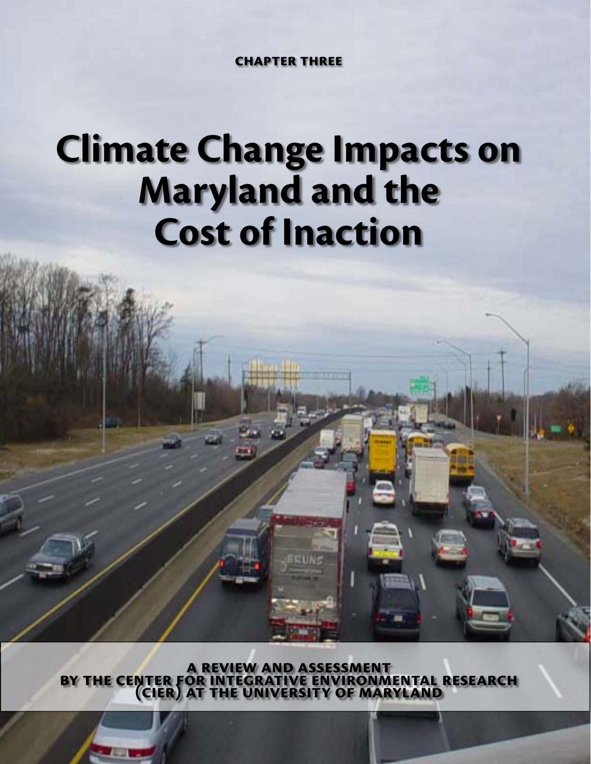**CHAPTER THREE**

# Climate Change Impacts on Maryland and the Cost of Inaction

**A REVIEW AND ASSESSMENT BY THE CENTER FOR INTEGRATIVE ENVIRONMENTAL RESEARCH (CIER) AT THE UNIVERSITY OF MARYLAND**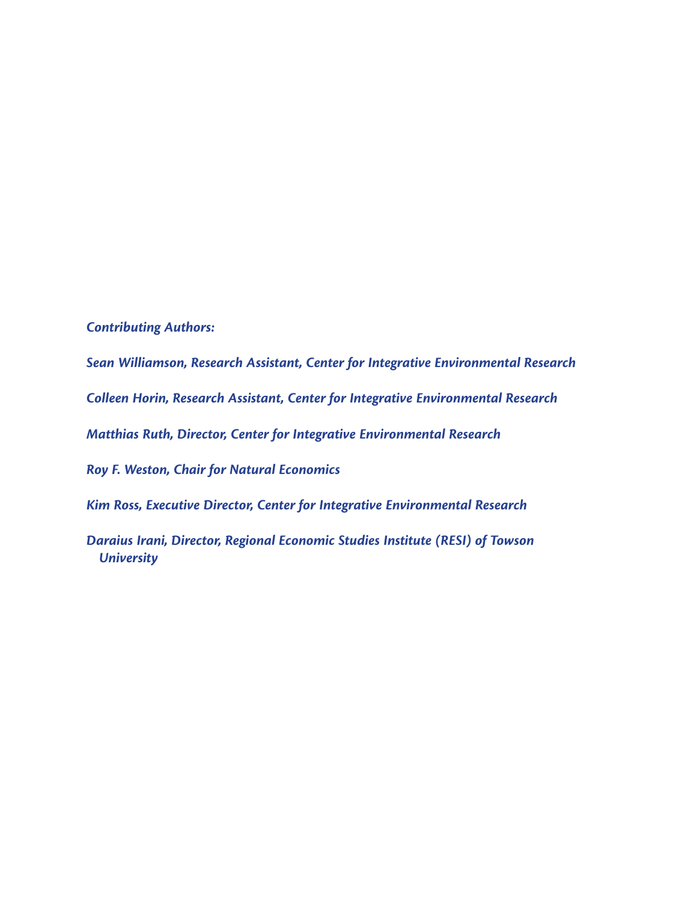*Contributing Authors:*

*Sean Williamson, Research Assistant, Center for Integrative Environmental Research*

*Colleen Horin, Research Assistant, Center for Integrative Environmental Research*

*Matthias Ruth, Director, Center for Integrative Environmental Research*

*Roy F. Weston, Chair for Natural Economics*

*Kim Ross, Executive Director, Center for Integrative Environmental Research*

*Daraius Irani, Director, Regional Economic Studies Institute (RESI) of Towson University*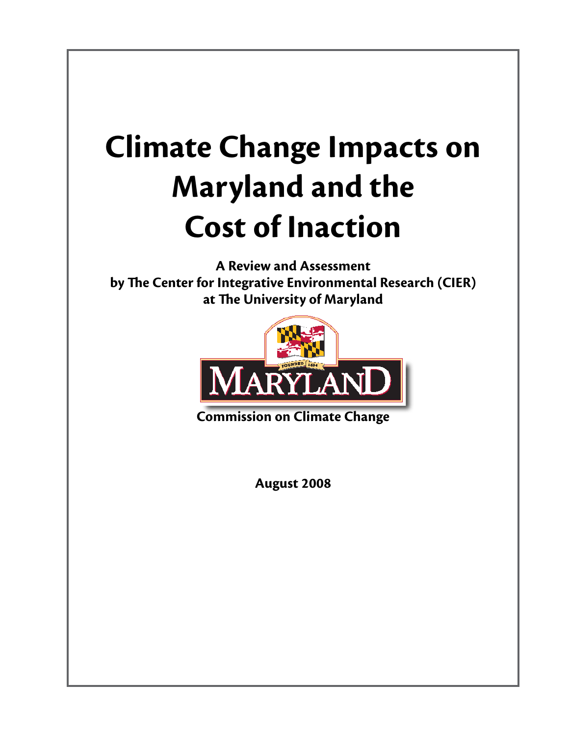# Climate Change Impacts on Maryland and the Cost of Inaction

**A Review and Assessment by The Center for Integrative Environmental Research (CIER) at The University of Maryland**

MARYLAND

FOUNDED 1634

**Commission on Climate Change**

**August 2008**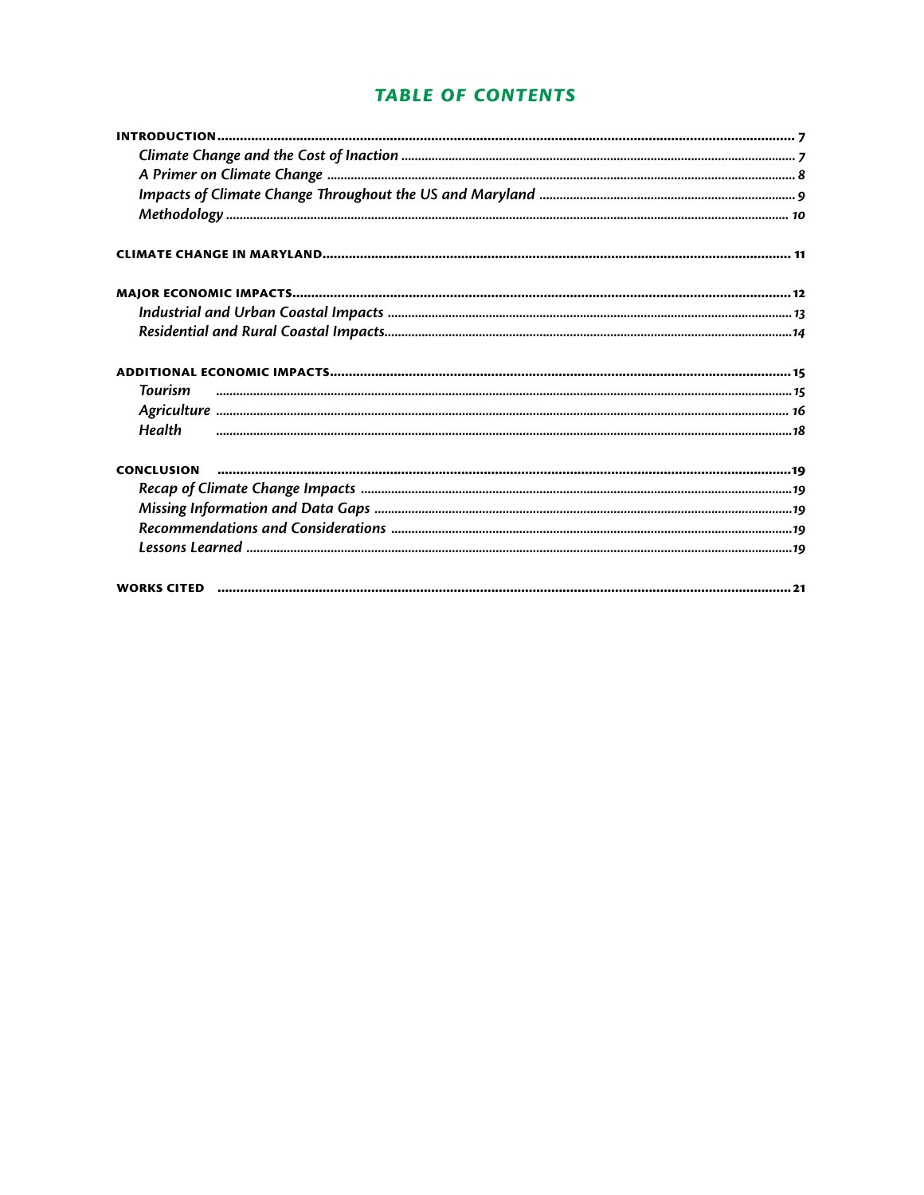# TABLE OF CONTENTS

**INTRODUCTION** ........ 7
- *Climate Change and the Cost of Inaction* ........ 7
- *A Primer on Climate Change* ........ 8
- *Impacts of Climate Change Throughout the US and Maryland* ........ 9
- *Methodology* ........ 10

**CLIMATE CHANGE IN MARYLAND** ........ 11

**MAJOR ECONOMIC IMPACTS** ........ 12
- *Industrial and Urban Coastal Impacts* ........ 13
- *Residential and Rural Coastal Impacts* ........ 14

**ADDITIONAL ECONOMIC IMPACTS** ........ 15
- *Tourism* ........ 15
- *Agriculture* ........ 16
- *Health* ........ 18

**CONCLUSION** ........ 19
- *Recap of Climate Change Impacts* ........ 19
- *Missing Information and Data Gaps* ........ 19
- *Recommendations and Considerations* ........ 19
- *Lessons Learned* ........ 19

**WORKS CITED** ........ 21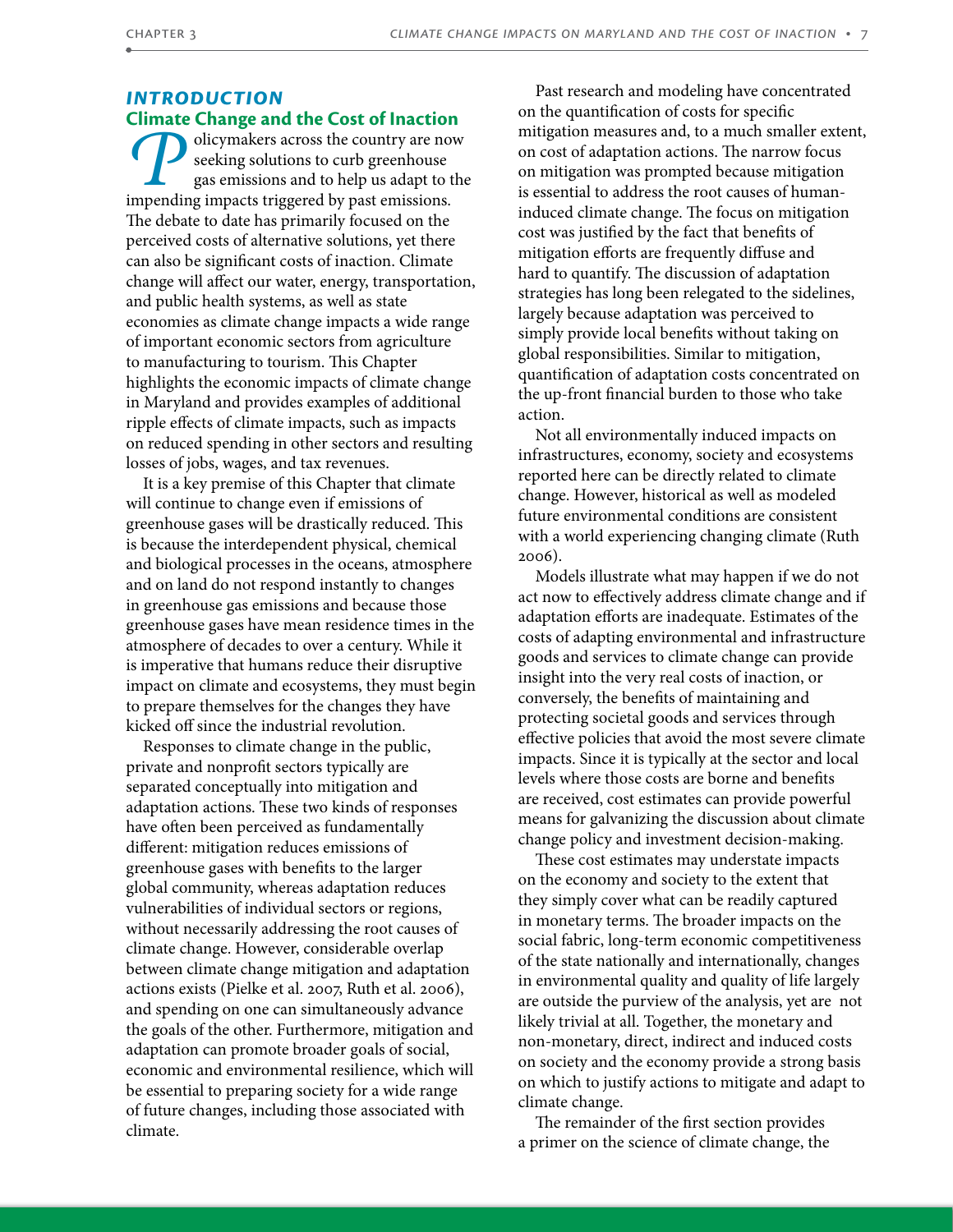## *INTRODUCTION*

### Climate Change and the Cost of Inaction

Policymakers across the country are now seeking solutions to curb greenhouse gas emissions and to help us adapt to the impending impacts triggered by past emissions. The debate to date has primarily focused on the perceived costs of alternative solutions, yet there can also be significant costs of inaction. Climate change will affect our water, energy, transportation, and public health systems, as well as state economies as climate change impacts a wide range of important economic sectors from agriculture to manufacturing to tourism. This Chapter highlights the economic impacts of climate change in Maryland and provides examples of additional ripple effects of climate impacts, such as impacts on reduced spending in other sectors and resulting losses of jobs, wages, and tax revenues.

It is a key premise of this Chapter that climate will continue to change even if emissions of greenhouse gases will be drastically reduced. This is because the interdependent physical, chemical and biological processes in the oceans, atmosphere and on land do not respond instantly to changes in greenhouse gas emissions and because those greenhouse gases have mean residence times in the atmosphere of decades to over a century. While it is imperative that humans reduce their disruptive impact on climate and ecosystems, they must begin to prepare themselves for the changes they have kicked off since the industrial revolution.

Responses to climate change in the public, private and nonprofit sectors typically are separated conceptually into mitigation and adaptation actions. These two kinds of responses have often been perceived as fundamentally different: mitigation reduces emissions of greenhouse gases with benefits to the larger global community, whereas adaptation reduces vulnerabilities of individual sectors or regions, without necessarily addressing the root causes of climate change. However, considerable overlap between climate change mitigation and adaptation actions exists (Pielke et al. 2007, Ruth et al. 2006), and spending on one can simultaneously advance the goals of the other. Furthermore, mitigation and adaptation can promote broader goals of social, economic and environmental resilience, which will be essential to preparing society for a wide range of future changes, including those associated with climate.

Past research and modeling have concentrated on the quantification of costs for specific mitigation measures and, to a much smaller extent, on cost of adaptation actions. The narrow focus on mitigation was prompted because mitigation is essential to address the root causes of human-induced climate change. The focus on mitigation cost was justified by the fact that benefits of mitigation efforts are frequently diffuse and hard to quantify. The discussion of adaptation strategies has long been relegated to the sidelines, largely because adaptation was perceived to simply provide local benefits without taking on global responsibilities. Similar to mitigation, quantification of adaptation costs concentrated on the up-front financial burden to those who take action.

Not all environmentally induced impacts on infrastructures, economy, society and ecosystems reported here can be directly related to climate change. However, historical as well as modeled future environmental conditions are consistent with a world experiencing changing climate (Ruth 2006).

Models illustrate what may happen if we do not act now to effectively address climate change and if adaptation efforts are inadequate. Estimates of the costs of adapting environmental and infrastructure goods and services to climate change can provide insight into the very real costs of inaction, or conversely, the benefits of maintaining and protecting societal goods and services through effective policies that avoid the most severe climate impacts. Since it is typically at the sector and local levels where those costs are borne and benefits are received, cost estimates can provide powerful means for galvanizing the discussion about climate change policy and investment decision-making.

These cost estimates may understate impacts on the economy and society to the extent that they simply cover what can be readily captured in monetary terms. The broader impacts on the social fabric, long-term economic competitiveness of the state nationally and internationally, changes in environmental quality and quality of life largely are outside the purview of the analysis, yet are not likely trivial at all. Together, the monetary and non-monetary, direct, indirect and induced costs on society and the economy provide a strong basis on which to justify actions to mitigate and adapt to climate change.

The remainder of the first section provides a primer on the science of climate change, the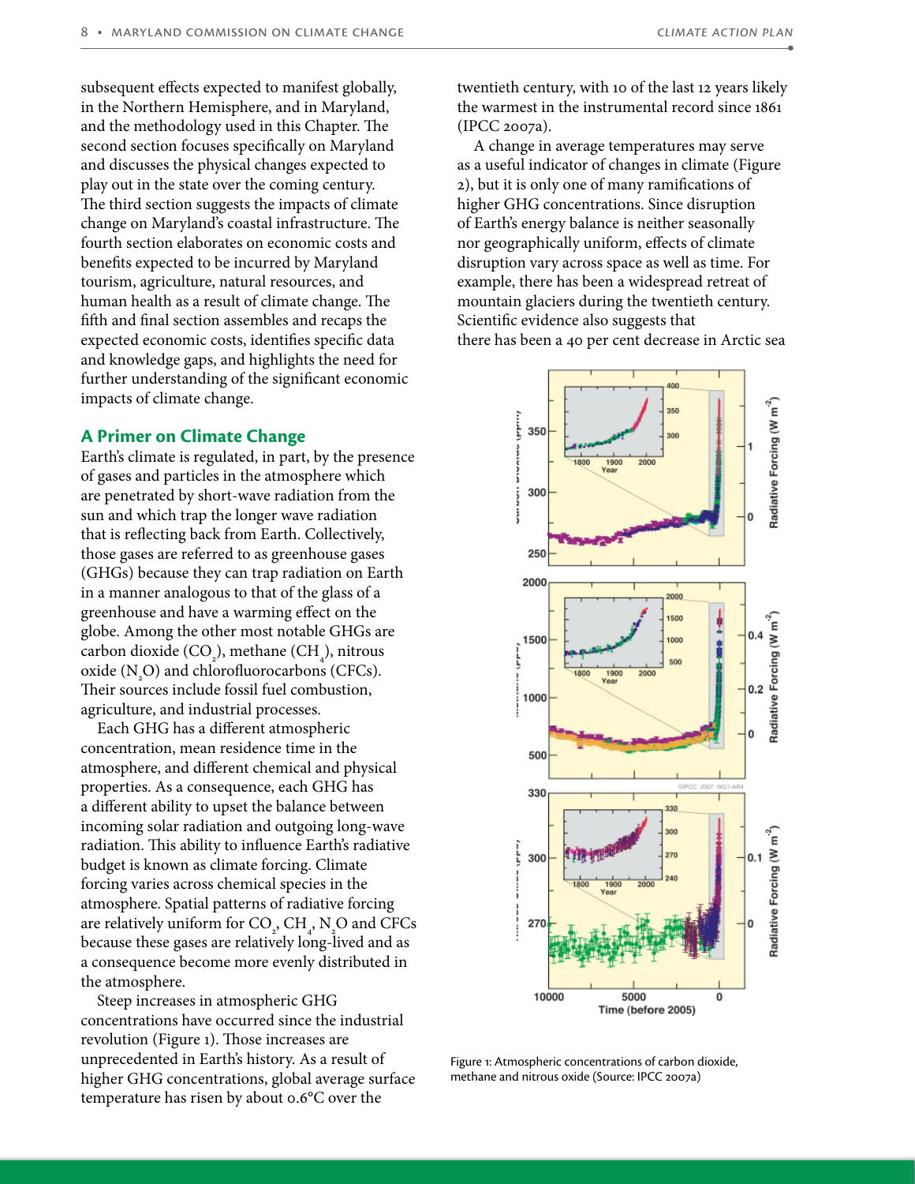subsequent effects expected to manifest globally, in the Northern Hemisphere, and in Maryland, and the methodology used in this Chapter. The second section focuses specifically on Maryland and discusses the physical changes expected to play out in the state over the coming century. The third section suggests the impacts of climate change on Maryland's coastal infrastructure. The fourth section elaborates on economic costs and benefits expected to be incurred by Maryland tourism, agriculture, natural resources, and human health as a result of climate change. The fifth and final section assembles and recaps the expected economic costs, identifies specific data and knowledge gaps, and highlights the need for further understanding of the significant economic impacts of climate change.

## A Primer on Climate Change

Earth's climate is regulated, in part, by the presence of gases and particles in the atmosphere which are penetrated by short-wave radiation from the sun and which trap the longer wave radiation that is reflecting back from Earth. Collectively, those gases are referred to as greenhouse gases (GHGs) because they can trap radiation on Earth in a manner analogous to that of the glass of a greenhouse and have a warming effect on the globe. Among the other most notable GHGs are carbon dioxide ($CO_2$), methane ($CH_4$), nitrous oxide ($N_2O$) and chlorofluorocarbons (CFCs). Their sources include fossil fuel combustion, agriculture, and industrial processes.

Each GHG has a different atmospheric concentration, mean residence time in the atmosphere, and different chemical and physical properties. As a consequence, each GHG has a different ability to upset the balance between incoming solar radiation and outgoing long-wave radiation. This ability to influence Earth's radiative budget is known as climate forcing. Climate forcing varies across chemical species in the atmosphere. Spatial patterns of radiative forcing are relatively uniform for $CO_2$, $CH_4$, $N_2O$ and CFCs because these gases are relatively long-lived and as a consequence become more evenly distributed in the atmosphere.

Steep increases in atmospheric GHG concentrations have occurred since the industrial revolution (Figure 1). Those increases are unprecedented in Earth's history. As a result of higher GHG concentrations, global average surface temperature has risen by about 0.6°C over the twentieth century, with 10 of the last 12 years likely the warmest in the instrumental record since 1861 (IPCC 2007a).

A change in average temperatures may serve as a useful indicator of changes in climate (Figure 2), but it is only one of many ramifications of higher GHG concentrations. Since disruption of Earth's energy balance is neither seasonally nor geographically uniform, effects of climate disruption vary across space as well as time. For example, there has been a widespread retreat of mountain glaciers during the twentieth century. Scientific evidence also suggests that there has been a 40 per cent decrease in Arctic sea

Figure 1: Atmospheric concentrations of carbon dioxide, methane and nitrous oxide (Source: IPCC 2007a)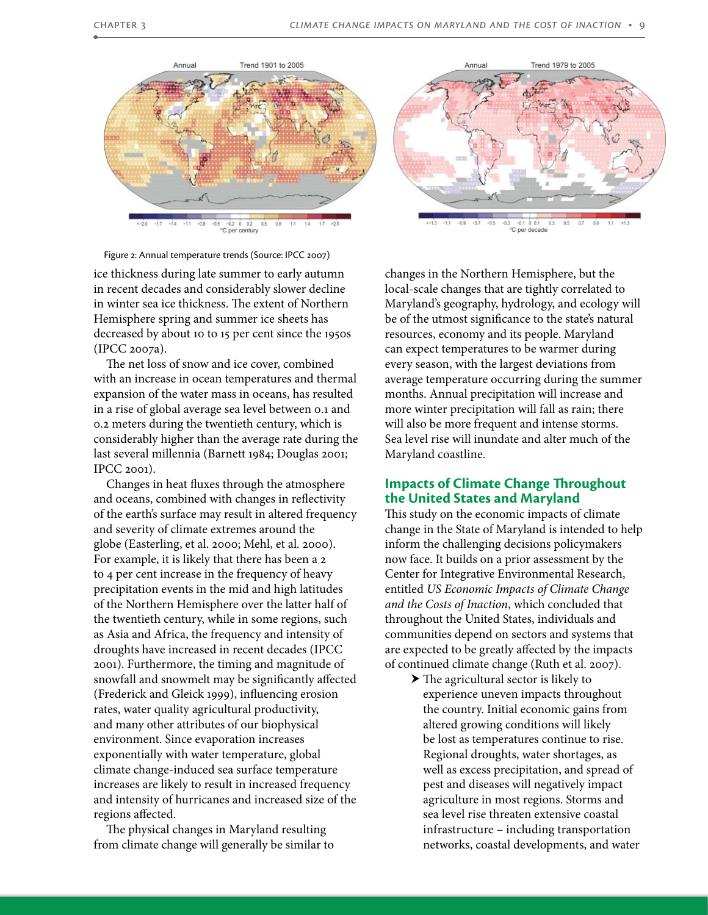Annual Trend 1901 to 2005

<-2.0 -1.7 -1.4 -1.1 -0.8 -0.5 -0.2 0 0.2 0.5 0.8 1.1 1.4 1.7 >2.0
°C per century

Annual Trend 1979 to 2005

<-1.3 -1.1 -0.9 -0.7 -0.5 -0.3 -0.1 0 0.1 0.3 0.5 0.7 0.9 1.1 >1.3
°C per decade

Figure 2: Annual temperature trends (Source: IPCC 2007)

ice thickness during late summer to early autumn in recent decades and considerably slower decline in winter sea ice thickness. The extent of Northern Hemisphere spring and summer ice sheets has decreased by about 10 to 15 per cent since the 1950s (IPCC 2007a).

The net loss of snow and ice cover, combined with an increase in ocean temperatures and thermal expansion of the water mass in oceans, has resulted in a rise of global average sea level between 0.1 and 0.2 meters during the twentieth century, which is considerably higher than the average rate during the last several millennia (Barnett 1984; Douglas 2001; IPCC 2001).

Changes in heat fluxes through the atmosphere and oceans, combined with changes in reflectivity of the earth's surface may result in altered frequency and severity of climate extremes around the globe (Easterling, et al. 2000; Mehl, et al. 2000). For example, it is likely that there has been a 2 to 4 per cent increase in the frequency of heavy precipitation events in the mid and high latitudes of the Northern Hemisphere over the latter half of the twentieth century, while in some regions, such as Asia and Africa, the frequency and intensity of droughts have increased in recent decades (IPCC 2001). Furthermore, the timing and magnitude of snowfall and snowmelt may be significantly affected (Frederick and Gleick 1999), influencing erosion rates, water quality agricultural productivity, and many other attributes of our biophysical environment. Since evaporation increases exponentially with water temperature, global climate change-induced sea surface temperature increases are likely to result in increased frequency and intensity of hurricanes and increased size of the regions affected.

The physical changes in Maryland resulting from climate change will generally be similar to changes in the Northern Hemisphere, but the local-scale changes that are tightly correlated to Maryland's geography, hydrology, and ecology will be of the utmost significance to the state's natural resources, economy and its people. Maryland can expect temperatures to be warmer during every season, with the largest deviations from average temperature occurring during the summer months. Annual precipitation will increase and more winter precipitation will fall as rain; there will also be more frequent and intense storms. Sea level rise will inundate and alter much of the Maryland coastline.

## Impacts of Climate Change Throughout the United States and Maryland

This study on the economic impacts of climate change in the State of Maryland is intended to help inform the challenging decisions policymakers now face. It builds on a prior assessment by the Center for Integrative Environmental Research, entitled *US Economic Impacts of Climate Change and the Costs of Inaction*, which concluded that throughout the United States, individuals and communities depend on sectors and systems that are expected to be greatly affected by the impacts of continued climate change (Ruth et al. 2007).

- The agricultural sector is likely to experience uneven impacts throughout the country. Initial economic gains from altered growing conditions will likely be lost as temperatures continue to rise. Regional droughts, water shortages, as well as excess precipitation, and spread of pest and diseases will negatively impact agriculture in most regions. Storms and sea level rise threaten extensive coastal infrastructure – including transportation networks, coastal developments, and water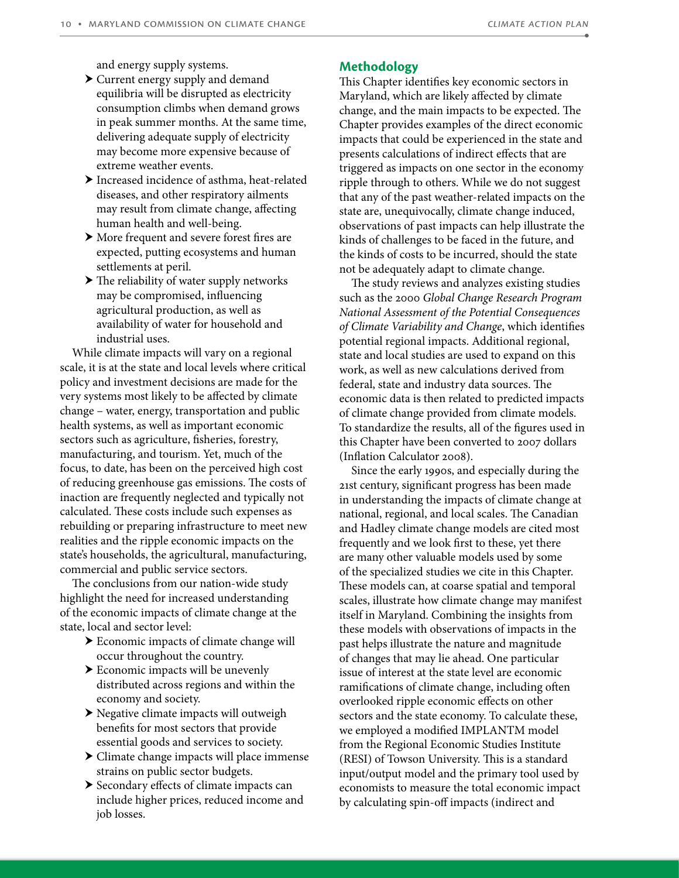and energy supply systems.

- Current energy supply and demand equilibria will be disrupted as electricity consumption climbs when demand grows in peak summer months. At the same time, delivering adequate supply of electricity may become more expensive because of extreme weather events.
- Increased incidence of asthma, heat-related diseases, and other respiratory ailments may result from climate change, affecting human health and well-being.
- More frequent and severe forest fires are expected, putting ecosystems and human settlements at peril.
- The reliability of water supply networks may be compromised, influencing agricultural production, as well as availability of water for household and industrial uses.

While climate impacts will vary on a regional scale, it is at the state and local levels where critical policy and investment decisions are made for the very systems most likely to be affected by climate change – water, energy, transportation and public health systems, as well as important economic sectors such as agriculture, fisheries, forestry, manufacturing, and tourism. Yet, much of the focus, to date, has been on the perceived high cost of reducing greenhouse gas emissions. The costs of inaction are frequently neglected and typically not calculated. These costs include such expenses as rebuilding or preparing infrastructure to meet new realities and the ripple economic impacts on the state's households, the agricultural, manufacturing, commercial and public service sectors.

The conclusions from our nation-wide study highlight the need for increased understanding of the economic impacts of climate change at the state, local and sector level:

- Economic impacts of climate change will occur throughout the country.
- Economic impacts will be unevenly distributed across regions and within the economy and society.
- Negative climate impacts will outweigh benefits for most sectors that provide essential goods and services to society.
- Climate change impacts will place immense strains on public sector budgets.
- Secondary effects of climate impacts can include higher prices, reduced income and job losses.

## Methodology

This Chapter identifies key economic sectors in Maryland, which are likely affected by climate change, and the main impacts to be expected. The Chapter provides examples of the direct economic impacts that could be experienced in the state and presents calculations of indirect effects that are triggered as impacts on one sector in the economy ripple through to others. While we do not suggest that any of the past weather-related impacts on the state are, unequivocally, climate change induced, observations of past impacts can help illustrate the kinds of challenges to be faced in the future, and the kinds of costs to be incurred, should the state not be adequately adapt to climate change.

The study reviews and analyzes existing studies such as the 2000 *Global Change Research Program National Assessment of the Potential Consequences of Climate Variability and Change*, which identifies potential regional impacts. Additional regional, state and local studies are used to expand on this work, as well as new calculations derived from federal, state and industry data sources. The economic data is then related to predicted impacts of climate change provided from climate models. To standardize the results, all of the figures used in this Chapter have been converted to 2007 dollars (Inflation Calculator 2008).

Since the early 1990s, and especially during the 21st century, significant progress has been made in understanding the impacts of climate change at national, regional, and local scales. The Canadian and Hadley climate change models are cited most frequently and we look first to these, yet there are many other valuable models used by some of the specialized studies we cite in this Chapter. These models can, at coarse spatial and temporal scales, illustrate how climate change may manifest itself in Maryland. Combining the insights from these models with observations of impacts in the past helps illustrate the nature and magnitude of changes that may lie ahead. One particular issue of interest at the state level are economic ramifications of climate change, including often overlooked ripple economic effects on other sectors and the state economy. To calculate these, we employed a modified IMPLANTM model from the Regional Economic Studies Institute (RESI) of Towson University. This is a standard input/output model and the primary tool used by economists to measure the total economic impact by calculating spin-off impacts (indirect and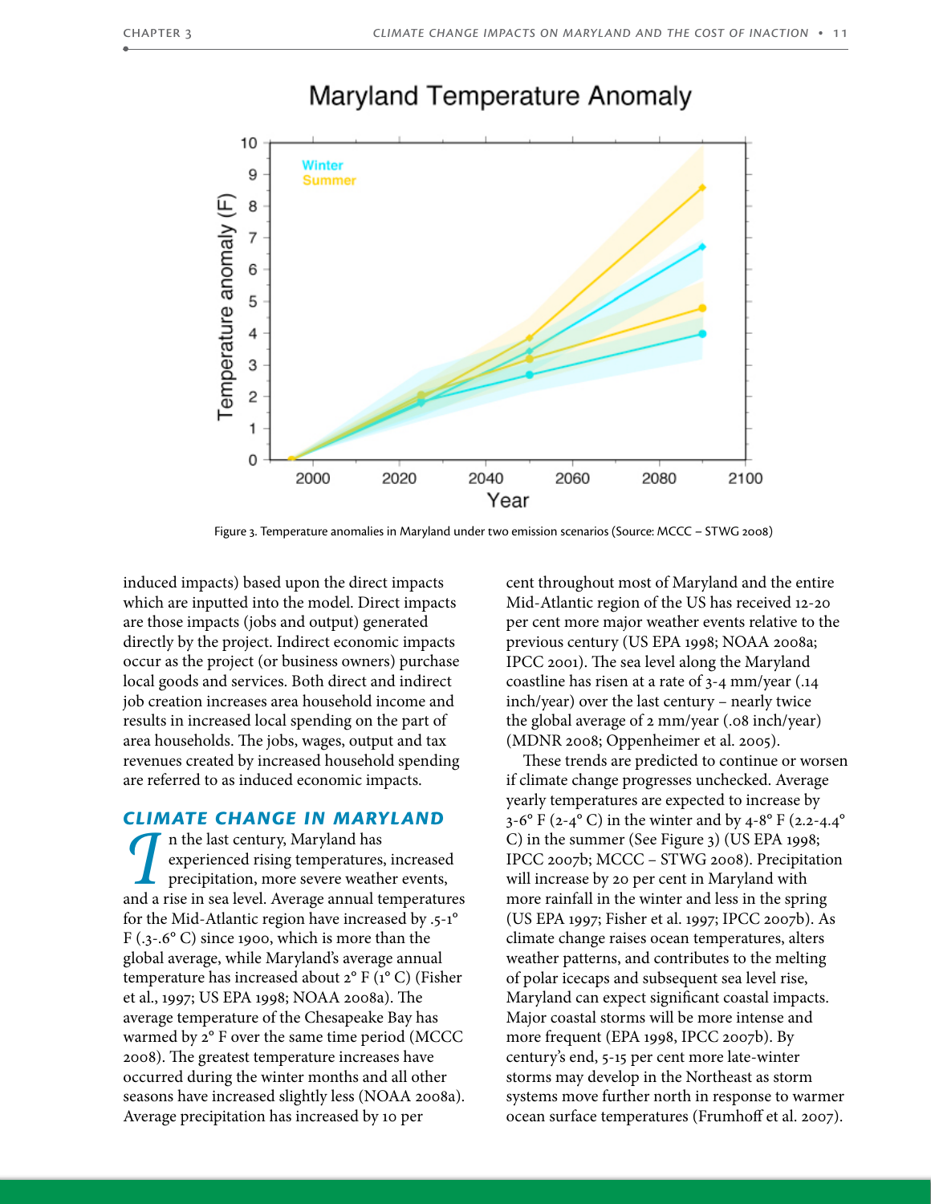Figure 3. Temperature anomalies in Maryland under two emission scenarios (Source: MCCC – STWG 2008)

induced impacts) based upon the direct impacts which are inputted into the model. Direct impacts are those impacts (jobs and output) generated directly by the project. Indirect economic impacts occur as the project (or business owners) purchase local goods and services. Both direct and indirect job creation increases area household income and results in increased local spending on the part of area households. The jobs, wages, output and tax revenues created by increased household spending are referred to as induced economic impacts.

## CLIMATE CHANGE IN MARYLAND

In the last century, Maryland has experienced rising temperatures, increased precipitation, more severe weather events, and a rise in sea level. Average annual temperatures for the Mid-Atlantic region have increased by .5-1° F (.3-.6° C) since 1900, which is more than the global average, while Maryland's average annual temperature has increased about 2° F (1° C) (Fisher et al., 1997; US EPA 1998; NOAA 2008a). The average temperature of the Chesapeake Bay has warmed by 2° F over the same time period (MCCC 2008). The greatest temperature increases have occurred during the winter months and all other seasons have increased slightly less (NOAA 2008a). Average precipitation has increased by 10 per cent throughout most of Maryland and the entire Mid-Atlantic region of the US has received 12-20 per cent more major weather events relative to the previous century (US EPA 1998; NOAA 2008a; IPCC 2001). The sea level along the Maryland coastline has risen at a rate of 3-4 mm/year (.14 inch/year) over the last century – nearly twice the global average of 2 mm/year (.08 inch/year) (MDNR 2008; Oppenheimer et al. 2005).

These trends are predicted to continue or worsen if climate change progresses unchecked. Average yearly temperatures are expected to increase by 3-6° F (2-4° C) in the winter and by 4-8° F (2.2-4.4° C) in the summer (See Figure 3) (US EPA 1998; IPCC 2007b; MCCC – STWG 2008). Precipitation will increase by 20 per cent in Maryland with more rainfall in the winter and less in the spring (US EPA 1997; Fisher et al. 1997; IPCC 2007b). As climate change raises ocean temperatures, alters weather patterns, and contributes to the melting of polar icecaps and subsequent sea level rise, Maryland can expect significant coastal impacts. Major coastal storms will be more intense and more frequent (EPA 1998, IPCC 2007b). By century's end, 5-15 per cent more late-winter storms may develop in the Northeast as storm systems move further north in response to warmer ocean surface temperatures (Frumhoff et al. 2007).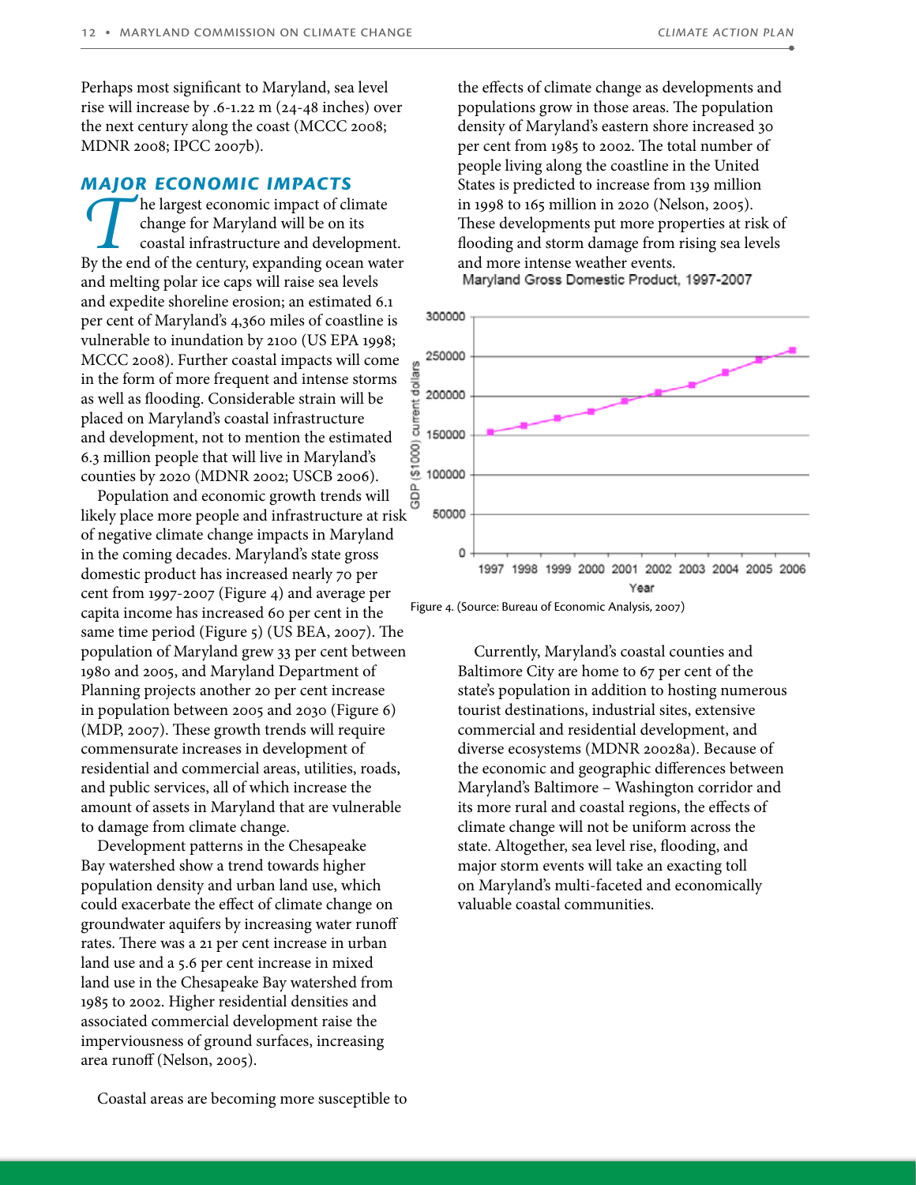Perhaps most significant to Maryland, sea level rise will increase by .6-1.22 m (24-48 inches) over the next century along the coast (MCCC 2008; MDNR 2008; IPCC 2007b).

## MAJOR ECONOMIC IMPACTS

The largest economic impact of climate change for Maryland will be on its coastal infrastructure and development. By the end of the century, expanding ocean water and melting polar ice caps will raise sea levels and expedite shoreline erosion; an estimated 6.1 per cent of Maryland's 4,360 miles of coastline is vulnerable to inundation by 2100 (US EPA 1998; MCCC 2008). Further coastal impacts will come in the form of more frequent and intense storms as well as flooding. Considerable strain will be placed on Maryland's coastal infrastructure and development, not to mention the estimated 6.3 million people that will live in Maryland's counties by 2020 (MDNR 2002; USCB 2006).

Population and economic growth trends will likely place more people and infrastructure at risk of negative climate change impacts in Maryland in the coming decades. Maryland's state gross domestic product has increased nearly 70 per cent from 1997-2007 (Figure 4) and average per capita income has increased 60 per cent in the same time period (Figure 5) (US BEA, 2007). The population of Maryland grew 33 per cent between 1980 and 2005, and Maryland Department of Planning projects another 20 per cent increase in population between 2005 and 2030 (Figure 6) (MDP, 2007). These growth trends will require commensurate increases in development of residential and commercial areas, utilities, roads, and public services, all of which increase the amount of assets in Maryland that are vulnerable to damage from climate change.

Development patterns in the Chesapeake Bay watershed show a trend towards higher population density and urban land use, which could exacerbate the effect of climate change on groundwater aquifers by increasing water runoff rates. There was a 21 per cent increase in urban land use and a 5.6 per cent increase in mixed land use in the Chesapeake Bay watershed from 1985 to 2002. Higher residential densities and associated commercial development raise the imperviousness of ground surfaces, increasing area runoff (Nelson, 2005).

Coastal areas are becoming more susceptible to the effects of climate change as developments and populations grow in those areas. The population density of Maryland's eastern shore increased 30 per cent from 1985 to 2002. The total number of people living along the coastline in the United States is predicted to increase from 139 million in 1998 to 165 million in 2020 (Nelson, 2005). These developments put more properties at risk of flooding and storm damage from rising sea levels and more intense weather events.

Maryland Gross Domestic Product, 1997-2007

Figure 4. (Source: Bureau of Economic Analysis, 2007)

Currently, Maryland's coastal counties and Baltimore City are home to 67 per cent of the state's population in addition to hosting numerous tourist destinations, industrial sites, extensive commercial and residential development, and diverse ecosystems (MDNR 20028a). Because of the economic and geographic differences between Maryland's Baltimore – Washington corridor and its more rural and coastal regions, the effects of climate change will not be uniform across the state. Altogether, sea level rise, flooding, and major storm events will take an exacting toll on Maryland's multi-faceted and economically valuable coastal communities.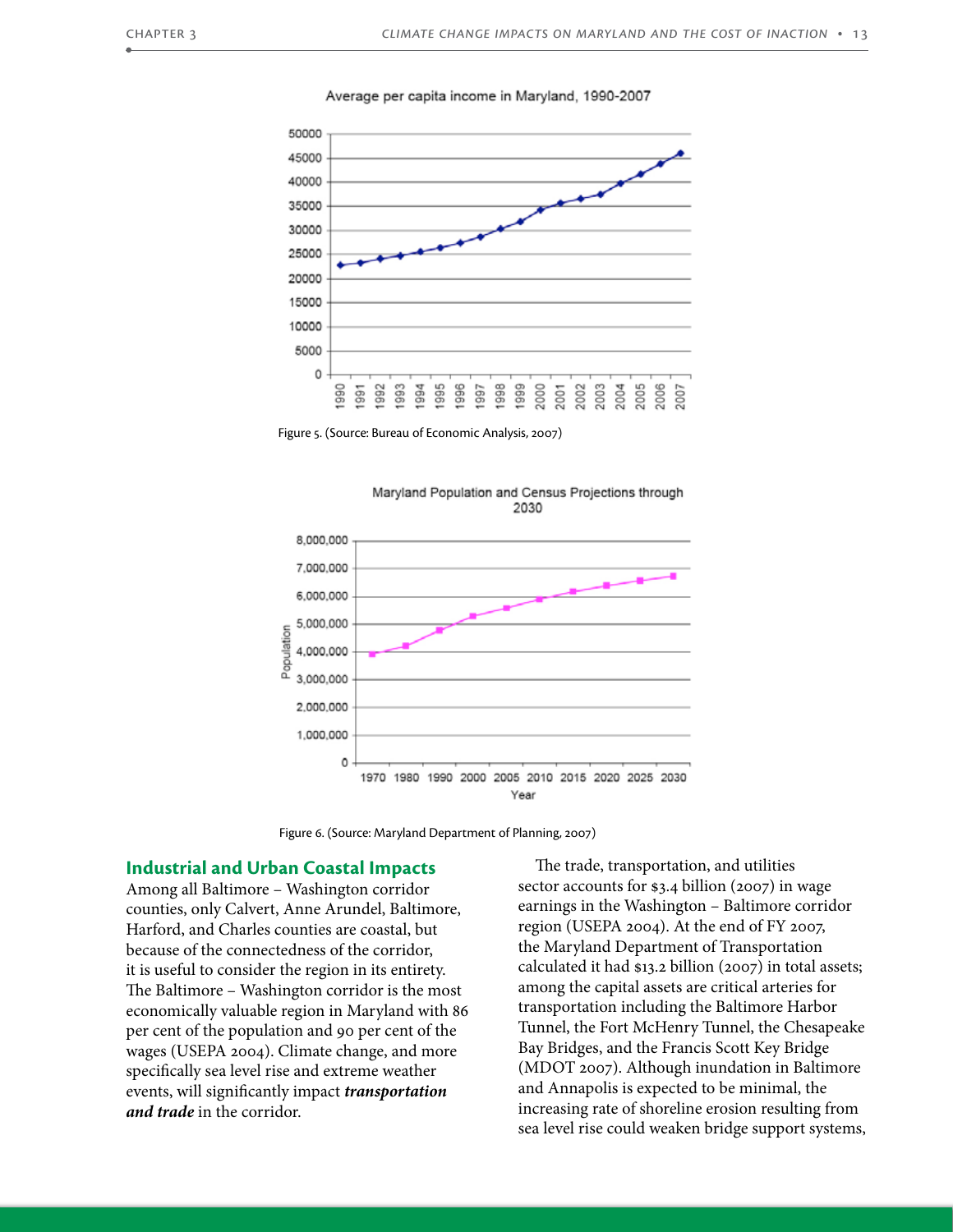Figure 5. (Source: Bureau of Economic Analysis, 2007)

Figure 6. (Source: Maryland Department of Planning, 2007)

## Industrial and Urban Coastal Impacts

Among all Baltimore – Washington corridor counties, only Calvert, Anne Arundel, Baltimore, Harford, and Charles counties are coastal, but because of the connectedness of the corridor, it is useful to consider the region in its entirety. The Baltimore – Washington corridor is the most economically valuable region in Maryland with 86 per cent of the population and 90 per cent of the wages (USEPA 2004). Climate change, and more specifically sea level rise and extreme weather events, will significantly impact ***transportation and trade*** in the corridor.

The trade, transportation, and utilities sector accounts for $3.4 billion (2007) in wage earnings in the Washington – Baltimore corridor region (USEPA 2004). At the end of FY 2007, the Maryland Department of Transportation calculated it had $13.2 billion (2007) in total assets; among the capital assets are critical arteries for transportation including the Baltimore Harbor Tunnel, the Fort McHenry Tunnel, the Chesapeake Bay Bridges, and the Francis Scott Key Bridge (MDOT 2007). Although inundation in Baltimore and Annapolis is expected to be minimal, the increasing rate of shoreline erosion resulting from sea level rise could weaken bridge support systems,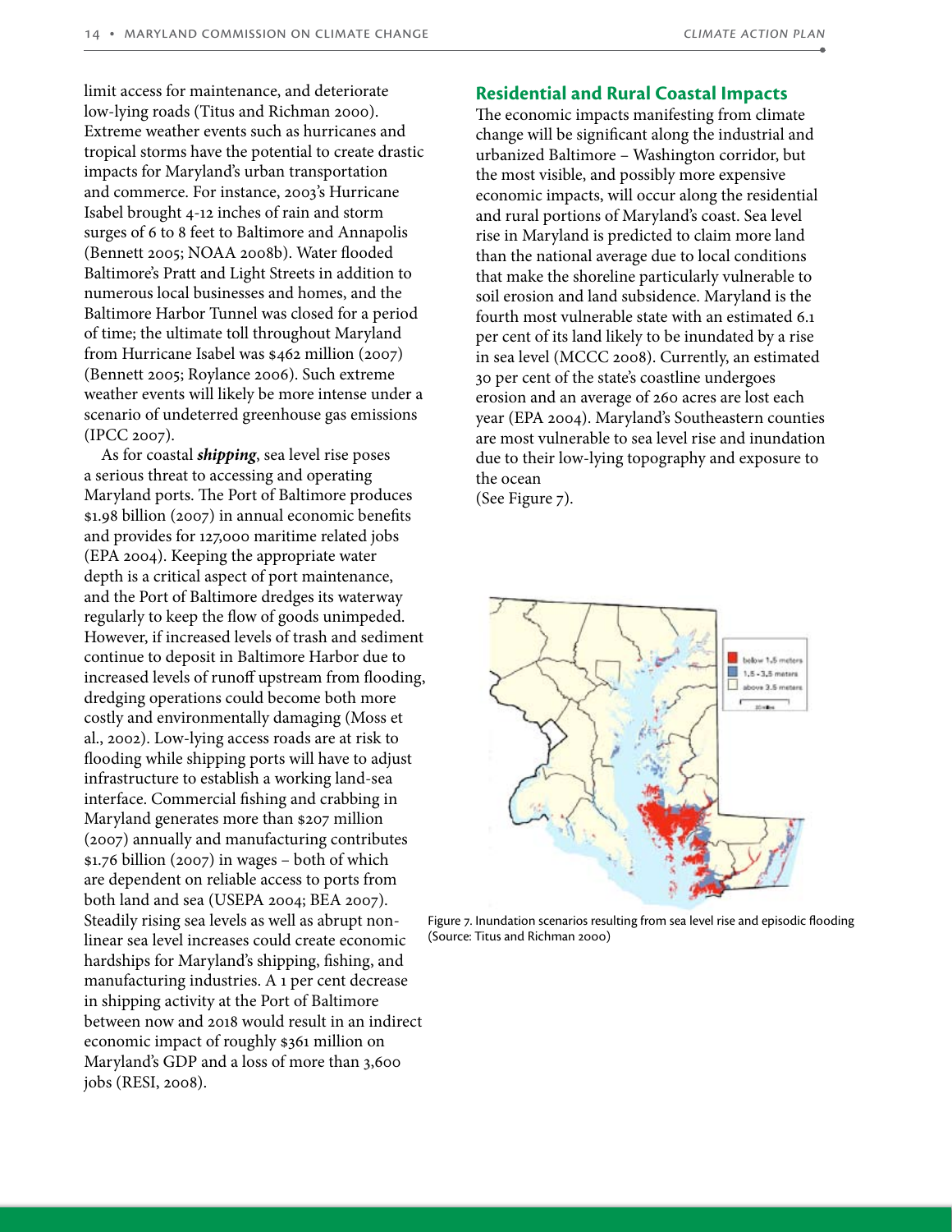limit access for maintenance, and deteriorate low-lying roads (Titus and Richman 2000). Extreme weather events such as hurricanes and tropical storms have the potential to create drastic impacts for Maryland's urban transportation and commerce. For instance, 2003's Hurricane Isabel brought 4-12 inches of rain and storm surges of 6 to 8 feet to Baltimore and Annapolis (Bennett 2005; NOAA 2008b). Water flooded Baltimore's Pratt and Light Streets in addition to numerous local businesses and homes, and the Baltimore Harbor Tunnel was closed for a period of time; the ultimate toll throughout Maryland from Hurricane Isabel was $462 million (2007) (Bennett 2005; Roylance 2006). Such extreme weather events will likely be more intense under a scenario of undeterred greenhouse gas emissions (IPCC 2007).

As for coastal ***shipping***, sea level rise poses a serious threat to accessing and operating Maryland ports. The Port of Baltimore produces $1.98 billion (2007) in annual economic benefits and provides for 127,000 maritime related jobs (EPA 2004). Keeping the appropriate water depth is a critical aspect of port maintenance, and the Port of Baltimore dredges its waterway regularly to keep the flow of goods unimpeded. However, if increased levels of trash and sediment continue to deposit in Baltimore Harbor due to increased levels of runoff upstream from flooding, dredging operations could become both more costly and environmentally damaging (Moss et al., 2002). Low-lying access roads are at risk to flooding while shipping ports will have to adjust infrastructure to establish a working land-sea interface. Commercial fishing and crabbing in Maryland generates more than $207 million (2007) annually and manufacturing contributes $1.76 billion (2007) in wages – both of which are dependent on reliable access to ports from both land and sea (USEPA 2004; BEA 2007). Steadily rising sea levels as well as abrupt non-linear sea level increases could create economic hardships for Maryland's shipping, fishing, and manufacturing industries. A 1 per cent decrease in shipping activity at the Port of Baltimore between now and 2018 would result in an indirect economic impact of roughly $361 million on Maryland's GDP and a loss of more than 3,600 jobs (RESI, 2008).

## Residential and Rural Coastal Impacts

The economic impacts manifesting from climate change will be significant along the industrial and urbanized Baltimore – Washington corridor, but the most visible, and possibly more expensive economic impacts, will occur along the residential and rural portions of Maryland's coast. Sea level rise in Maryland is predicted to claim more land than the national average due to local conditions that make the shoreline particularly vulnerable to soil erosion and land subsidence. Maryland is the fourth most vulnerable state with an estimated 6.1 per cent of its land likely to be inundated by a rise in sea level (MCCC 2008). Currently, an estimated 30 per cent of the state's coastline undergoes erosion and an average of 260 acres are lost each year (EPA 2004). Maryland's Southeastern counties are most vulnerable to sea level rise and inundation due to their low-lying topography and exposure to the ocean
(See Figure 7).

Figure 7. Inundation scenarios resulting from sea level rise and episodic flooding (Source: Titus and Richman 2000)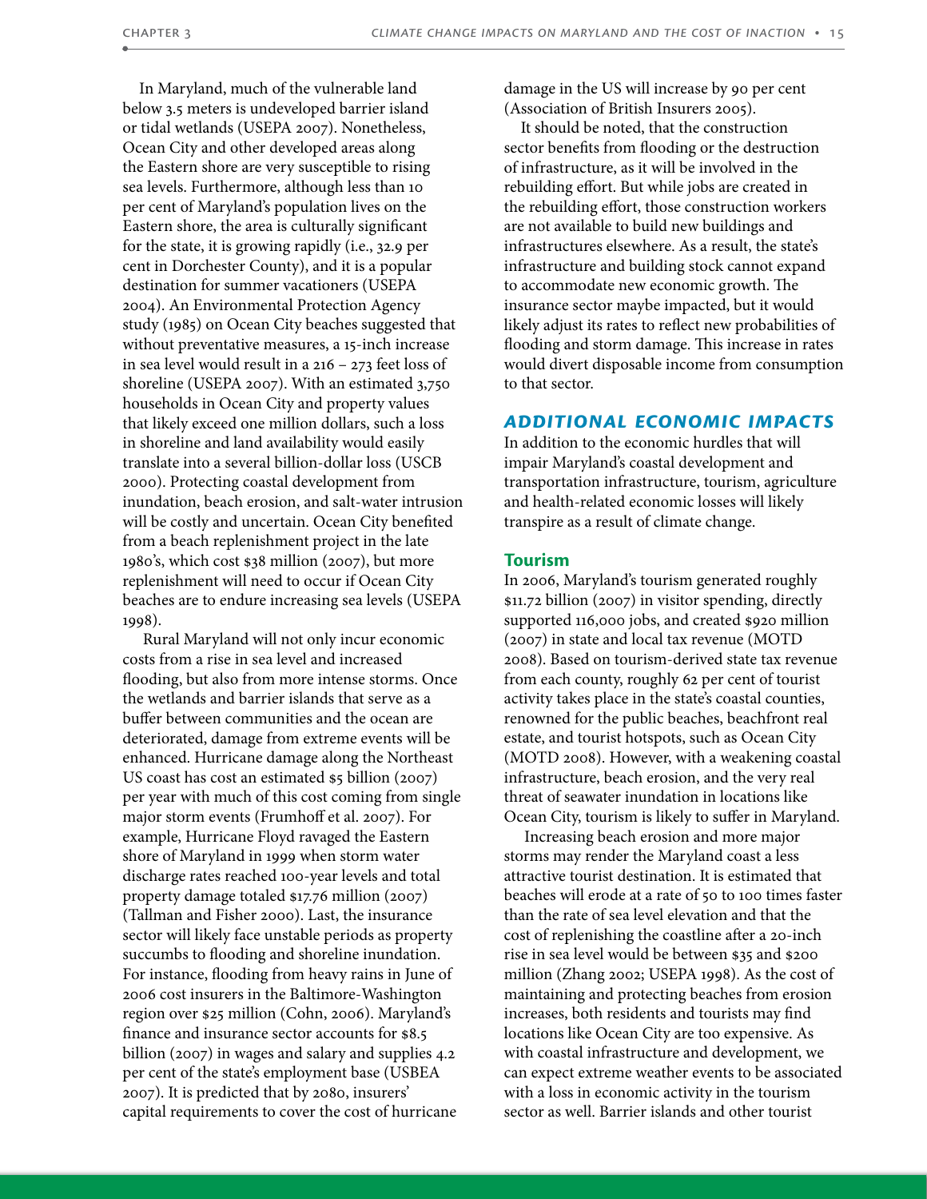In Maryland, much of the vulnerable land below 3.5 meters is undeveloped barrier island or tidal wetlands (USEPA 2007). Nonetheless, Ocean City and other developed areas along the Eastern shore are very susceptible to rising sea levels. Furthermore, although less than 10 per cent of Maryland's population lives on the Eastern shore, the area is culturally significant for the state, it is growing rapidly (i.e., 32.9 per cent in Dorchester County), and it is a popular destination for summer vacationers (USEPA 2004). An Environmental Protection Agency study (1985) on Ocean City beaches suggested that without preventative measures, a 15-inch increase in sea level would result in a 216 – 273 feet loss of shoreline (USEPA 2007). With an estimated 3,750 households in Ocean City and property values that likely exceed one million dollars, such a loss in shoreline and land availability would easily translate into a several billion-dollar loss (USCB 2000). Protecting coastal development from inundation, beach erosion, and salt-water intrusion will be costly and uncertain. Ocean City benefited from a beach replenishment project in the late 1980's, which cost $38 million (2007), but more replenishment will need to occur if Ocean City beaches are to endure increasing sea levels (USEPA 1998).

Rural Maryland will not only incur economic costs from a rise in sea level and increased flooding, but also from more intense storms. Once the wetlands and barrier islands that serve as a buffer between communities and the ocean are deteriorated, damage from extreme events will be enhanced. Hurricane damage along the Northeast US coast has cost an estimated $5 billion (2007) per year with much of this cost coming from single major storm events (Frumhoff et al. 2007). For example, Hurricane Floyd ravaged the Eastern shore of Maryland in 1999 when storm water discharge rates reached 100-year levels and total property damage totaled $17.76 million (2007) (Tallman and Fisher 2000). Last, the insurance sector will likely face unstable periods as property succumbs to flooding and shoreline inundation. For instance, flooding from heavy rains in June of 2006 cost insurers in the Baltimore-Washington region over $25 million (Cohn, 2006). Maryland's finance and insurance sector accounts for $8.5 billion (2007) in wages and salary and supplies 4.2 per cent of the state's employment base (USBEA 2007). It is predicted that by 2080, insurers' capital requirements to cover the cost of hurricane damage in the US will increase by 90 per cent (Association of British Insurers 2005).

It should be noted, that the construction sector benefits from flooding or the destruction of infrastructure, as it will be involved in the rebuilding effort. But while jobs are created in the rebuilding effort, those construction workers are not available to build new buildings and infrastructures elsewhere. As a result, the state's infrastructure and building stock cannot expand to accommodate new economic growth. The insurance sector maybe impacted, but it would likely adjust its rates to reflect new probabilities of flooding and storm damage. This increase in rates would divert disposable income from consumption to that sector.

## *ADDITIONAL ECONOMIC IMPACTS*

In addition to the economic hurdles that will impair Maryland's coastal development and transportation infrastructure, tourism, agriculture and health-related economic losses will likely transpire as a result of climate change.

### Tourism

In 2006, Maryland's tourism generated roughly $11.72 billion (2007) in visitor spending, directly supported 116,000 jobs, and created $920 million (2007) in state and local tax revenue (MOTD 2008). Based on tourism-derived state tax revenue from each county, roughly 62 per cent of tourist activity takes place in the state's coastal counties, renowned for the public beaches, beachfront real estate, and tourist hotspots, such as Ocean City (MOTD 2008). However, with a weakening coastal infrastructure, beach erosion, and the very real threat of seawater inundation in locations like Ocean City, tourism is likely to suffer in Maryland.

Increasing beach erosion and more major storms may render the Maryland coast a less attractive tourist destination. It is estimated that beaches will erode at a rate of 50 to 100 times faster than the rate of sea level elevation and that the cost of replenishing the coastline after a 20-inch rise in sea level would be between $35 and $200 million (Zhang 2002; USEPA 1998). As the cost of maintaining and protecting beaches from erosion increases, both residents and tourists may find locations like Ocean City are too expensive. As with coastal infrastructure and development, we can expect extreme weather events to be associated with a loss in economic activity in the tourism sector as well. Barrier islands and other tourist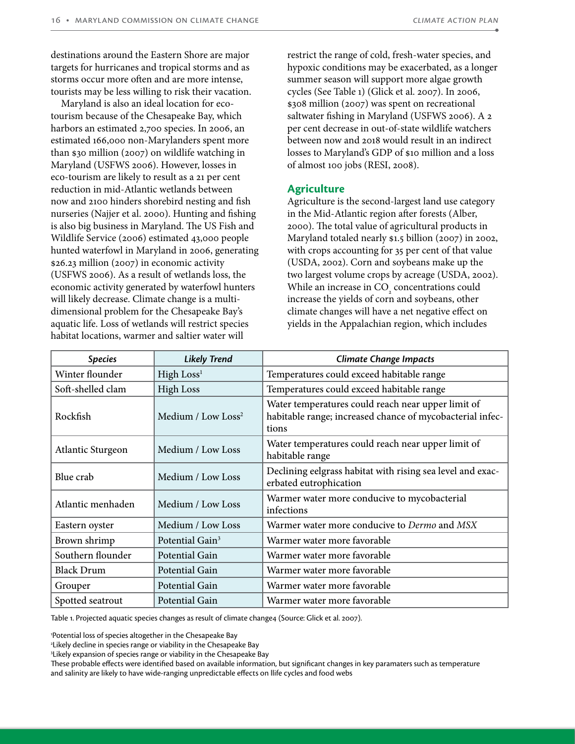destinations around the Eastern Shore are major targets for hurricanes and tropical storms and as storms occur more often and are more intense, tourists may be less willing to risk their vacation.

Maryland is also an ideal location for eco-tourism because of the Chesapeake Bay, which harbors an estimated 2,700 species. In 2006, an estimated 166,000 non-Marylanders spent more than $30 million (2007) on wildlife watching in Maryland (USFWS 2006). However, losses in eco-tourism are likely to result as a 21 per cent reduction in mid-Atlantic wetlands between now and 2100 hinders shorebird nesting and fish nurseries (Najjer et al. 2000). Hunting and fishing is also big business in Maryland. The US Fish and Wildlife Service (2006) estimated 43,000 people hunted waterfowl in Maryland in 2006, generating $26.23 million (2007) in economic activity (USFWS 2006). As a result of wetlands loss, the economic activity generated by waterfowl hunters will likely decrease. Climate change is a multi-dimensional problem for the Chesapeake Bay's aquatic life. Loss of wetlands will restrict species habitat locations, warmer and saltier water will restrict the range of cold, fresh-water species, and hypoxic conditions may be exacerbated, as a longer summer season will support more algae growth cycles (See Table 1) (Glick et al. 2007). In 2006, $308 million (2007) was spent on recreational saltwater fishing in Maryland (USFWS 2006). A 2 per cent decrease in out-of-state wildlife watchers between now and 2018 would result in an indirect losses to Maryland's GDP of $10 million and a loss of almost 100 jobs (RESI, 2008).

## Agriculture

Agriculture is the second-largest land use category in the Mid-Atlantic region after forests (Alber, 2000). The total value of agricultural products in Maryland totaled nearly $1.5 billion (2007) in 2002, with crops accounting for 35 per cent of that value (USDA, 2002). Corn and soybeans make up the two largest volume crops by acreage (USDA, 2002). While an increase in $CO_2$ concentrations could increase the yields of corn and soybeans, other climate changes will have a net negative effect on yields in the Appalachian region, which includes

| *Species* | *Likely Trend* | *Climate Change Impacts* |
| --- | --- | --- |
| Winter flounder | High Loss[1] | Temperatures could exceed habitable range |
| Soft-shelled clam | High Loss | Temperatures could exceed habitable range |
| Rockfish | Medium / Low Loss[2] | Water temperatures could reach near upper limit of habitable range; increased chance of mycobacterial infections |
| Atlantic Sturgeon | Medium / Low Loss | Water temperatures could reach near upper limit of habitable range |
| Blue crab | Medium / Low Loss | Declining eelgrass habitat with rising sea level and exacerbated eutrophication |
| Atlantic menhaden | Medium / Low Loss | Warmer water more conducive to mycobacterial infections |
| Eastern oyster | Medium / Low Loss | Warmer water more conducive to *Dermo* and *MSX* |
| Brown shrimp | Potential Gain[3] | Warmer water more favorable |
| Southern flounder | Potential Gain | Warmer water more favorable |
| Black Drum | Potential Gain | Warmer water more favorable |
| Grouper | Potential Gain | Warmer water more favorable |
| Spotted seatrout | Potential Gain | Warmer water more favorable |

Table 1. Projected aquatic species changes as result of climate change4 (Source: Glick et al. 2007).

[1]Potential loss of species altogether in the Chesapeake Bay
[2]Likely decline in species range or viability in the Chesapeake Bay
[3]Likely expansion of species range or viability in the Chesapeake Bay
These probable effects were identified based on available information, but significant changes in key paramaters such as temperature and salinity are likely to have wide-ranging unpredictable effects on llife cycles and food webs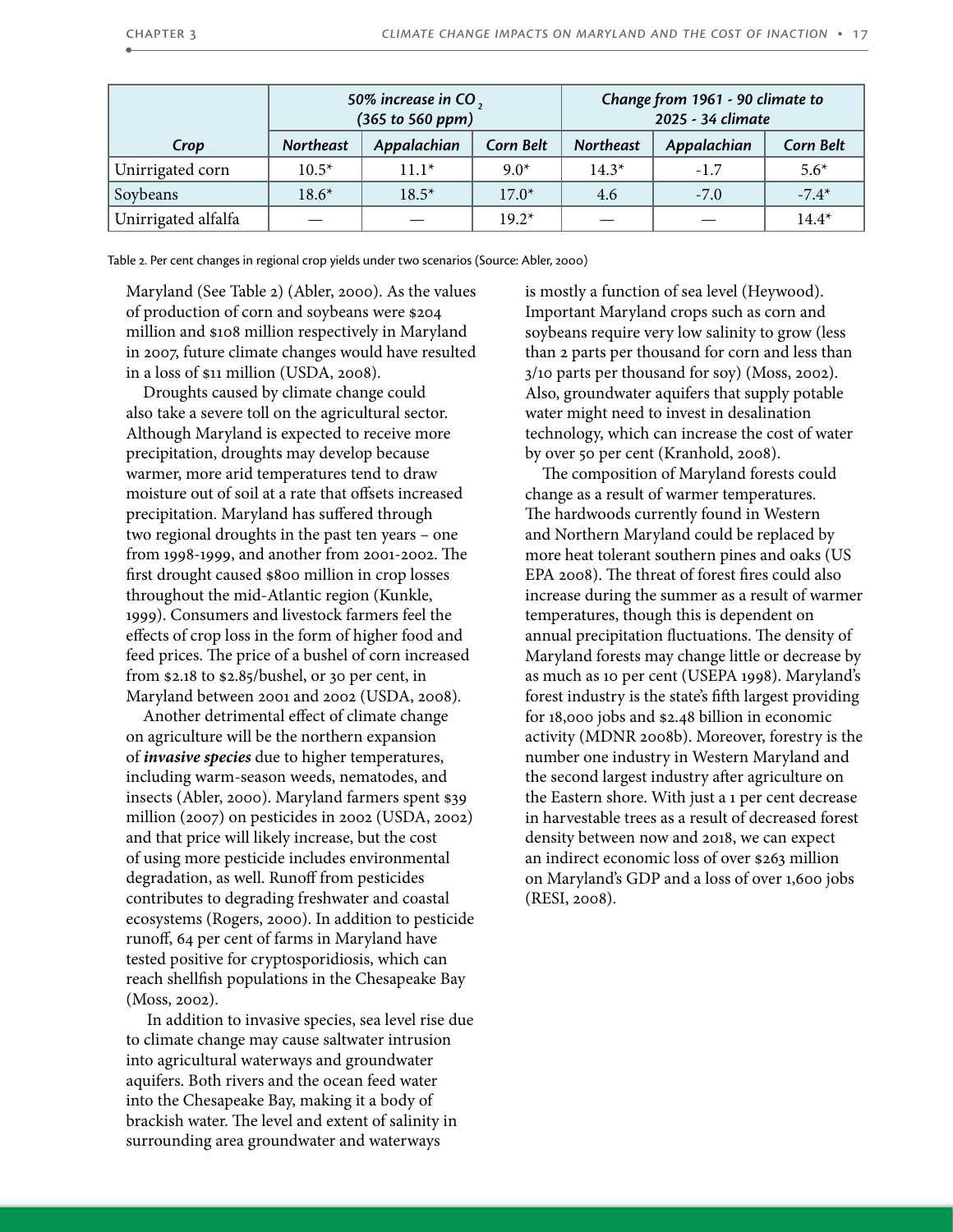| Crop | 50% increase in $CO_2$ (365 to 560 ppm) | | | Change from 1961 - 90 climate to 2025 - 34 climate | | |
|---|---|---|---|---|---|---|
| | Northeast | Appalachian | Corn Belt | Northeast | Appalachian | Corn Belt |
| Unirrigated corn | 10.5* | 11.1* | 9.0* | 14.3* | -1.7 | 5.6* |
| Soybeans | 18.6* | 18.5* | 17.0* | 4.6 | -7.0 | -7.4* |
| Unirrigated alfalfa | — | — | 19.2* | — | — | 14.4* |

Table 2. Per cent changes in regional crop yields under two scenarios (Source: Abler, 2000)

Maryland (See Table 2) (Abler, 2000). As the values of production of corn and soybeans were $204 million and $108 million respectively in Maryland in 2007, future climate changes would have resulted in a loss of $11 million (USDA, 2008).

Droughts caused by climate change could also take a severe toll on the agricultural sector. Although Maryland is expected to receive more precipitation, droughts may develop because warmer, more arid temperatures tend to draw moisture out of soil at a rate that offsets increased precipitation. Maryland has suffered through two regional droughts in the past ten years – one from 1998-1999, and another from 2001-2002. The first drought caused $800 million in crop losses throughout the mid-Atlantic region (Kunkle, 1999). Consumers and livestock farmers feel the effects of crop loss in the form of higher food and feed prices. The price of a bushel of corn increased from $2.18 to $2.85/bushel, or 30 per cent, in Maryland between 2001 and 2002 (USDA, 2008).

Another detrimental effect of climate change on agriculture will be the northern expansion of ***invasive species*** due to higher temperatures, including warm-season weeds, nematodes, and insects (Abler, 2000). Maryland farmers spent $39 million (2007) on pesticides in 2002 (USDA, 2002) and that price will likely increase, but the cost of using more pesticide includes environmental degradation, as well. Runoff from pesticides contributes to degrading freshwater and coastal ecosystems (Rogers, 2000). In addition to pesticide runoff, 64 per cent of farms in Maryland have tested positive for cryptosporidiosis, which can reach shellfish populations in the Chesapeake Bay (Moss, 2002).

In addition to invasive species, sea level rise due to climate change may cause saltwater intrusion into agricultural waterways and groundwater aquifers. Both rivers and the ocean feed water into the Chesapeake Bay, making it a body of brackish water. The level and extent of salinity in surrounding area groundwater and waterways is mostly a function of sea level (Heywood). Important Maryland crops such as corn and soybeans require very low salinity to grow (less than 2 parts per thousand for corn and less than 3/10 parts per thousand for soy) (Moss, 2002). Also, groundwater aquifers that supply potable water might need to invest in desalination technology, which can increase the cost of water by over 50 per cent (Kranhold, 2008).

The composition of Maryland forests could change as a result of warmer temperatures. The hardwoods currently found in Western and Northern Maryland could be replaced by more heat tolerant southern pines and oaks (US EPA 2008). The threat of forest fires could also increase during the summer as a result of warmer temperatures, though this is dependent on annual precipitation fluctuations. The density of Maryland forests may change little or decrease by as much as 10 per cent (USEPA 1998). Maryland's forest industry is the state's fifth largest providing for 18,000 jobs and $2.48 billion in economic activity (MDNR 2008b). Moreover, forestry is the number one industry in Western Maryland and the second largest industry after agriculture on the Eastern shore. With just a 1 per cent decrease in harvestable trees as a result of decreased forest density between now and 2018, we can expect an indirect economic loss of over $263 million on Maryland's GDP and a loss of over 1,600 jobs (RESI, 2008).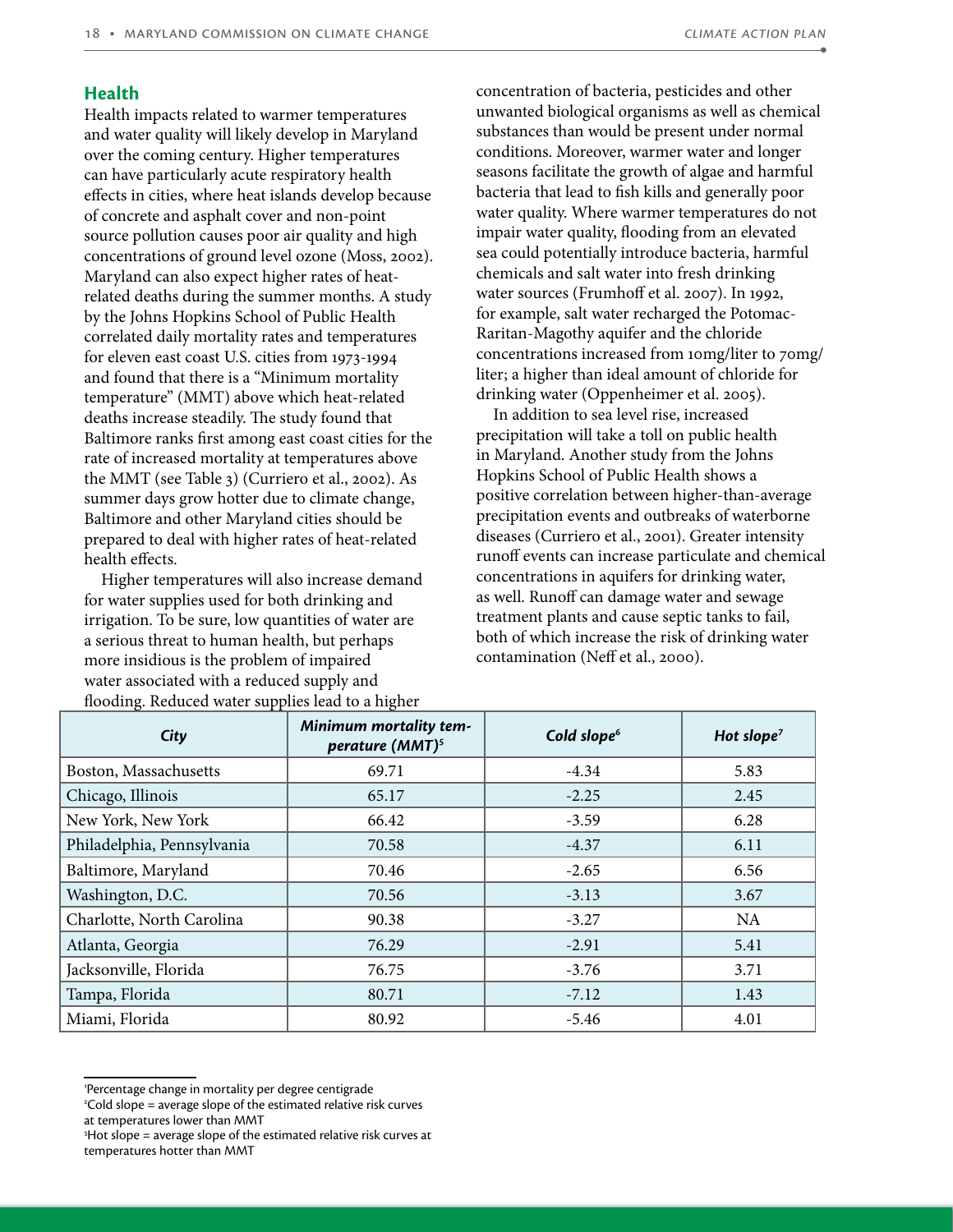## Health

Health impacts related to warmer temperatures and water quality will likely develop in Maryland over the coming century. Higher temperatures can have particularly acute respiratory health effects in cities, where heat islands develop because of concrete and asphalt cover and non-point source pollution causes poor air quality and high concentrations of ground level ozone (Moss, 2002). Maryland can also expect higher rates of heat-related deaths during the summer months. A study by the Johns Hopkins School of Public Health correlated daily mortality rates and temperatures for eleven east coast U.S. cities from 1973-1994 and found that there is a "Minimum mortality temperature" (MMT) above which heat-related deaths increase steadily. The study found that Baltimore ranks first among east coast cities for the rate of increased mortality at temperatures above the MMT (see Table 3) (Curriero et al., 2002). As summer days grow hotter due to climate change, Baltimore and other Maryland cities should be prepared to deal with higher rates of heat-related health effects.

Higher temperatures will also increase demand for water supplies used for both drinking and irrigation. To be sure, low quantities of water are a serious threat to human health, but perhaps more insidious is the problem of impaired water associated with a reduced supply and flooding. Reduced water supplies lead to a higher concentration of bacteria, pesticides and other unwanted biological organisms as well as chemical substances than would be present under normal conditions. Moreover, warmer water and longer seasons facilitate the growth of algae and harmful bacteria that lead to fish kills and generally poor water quality. Where warmer temperatures do not impair water quality, flooding from an elevated sea could potentially introduce bacteria, harmful chemicals and salt water into fresh drinking water sources (Frumhoff et al. 2007). In 1992, for example, salt water recharged the Potomac-Raritan-Magothy aquifer and the chloride concentrations increased from 10mg/liter to 70mg/liter; a higher than ideal amount of chloride for drinking water (Oppenheimer et al. 2005).

In addition to sea level rise, increased precipitation will take a toll on public health in Maryland. Another study from the Johns Hopkins School of Public Health shows a positive correlation between higher-than-average precipitation events and outbreaks of waterborne diseases (Curriero et al., 2001). Greater intensity runoff events can increase particulate and chemical concentrations in aquifers for drinking water, as well. Runoff can damage water and sewage treatment plants and cause septic tanks to fail, both of which increase the risk of drinking water contamination (Neff et al., 2000).

| *City* | *Minimum mortality temperature (MMT)*[5] | *Cold slope*[6] | *Hot slope*[7] |
|---|---|---|---|
| Boston, Massachusetts | 69.71 | -4.34 | 5.83 |
| Chicago, Illinois | 65.17 | -2.25 | 2.45 |
| New York, New York | 66.42 | -3.59 | 6.28 |
| Philadelphia, Pennsylvania | 70.58 | -4.37 | 6.11 |
| Baltimore, Maryland | 70.46 | -2.65 | 6.56 |
| Washington, D.C. | 70.56 | -3.13 | 3.67 |
| Charlotte, North Carolina | 90.38 | -3.27 | NA |
| Atlanta, Georgia | 76.29 | -2.91 | 5.41 |
| Jacksonville, Florida | 76.75 | -3.76 | 3.71 |
| Tampa, Florida | 80.71 | -7.12 | 1.43 |
| Miami, Florida | 80.92 | -5.46 | 4.01 |

[1]Percentage change in mortality per degree centigrade

[2]Cold slope = average slope of the estimated relative risk curves at temperatures lower than MMT

[3]Hot slope = average slope of the estimated relative risk curves at temperatures hotter than MMT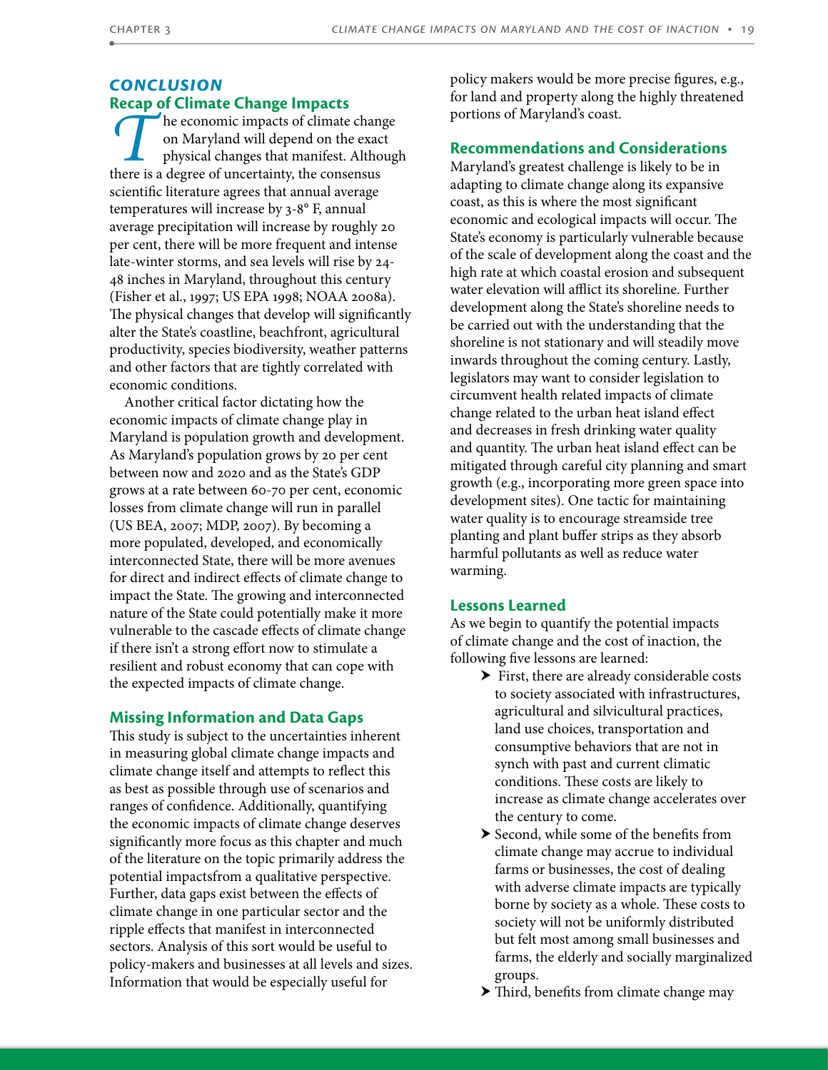## *CONCLUSION*

### Recap of Climate Change Impacts

The economic impacts of climate change on Maryland will depend on the exact physical changes that manifest. Although there is a degree of uncertainty, the consensus scientific literature agrees that annual average temperatures will increase by 3-8° F, annual average precipitation will increase by roughly 20 per cent, there will be more frequent and intense late-winter storms, and sea levels will rise by 24-48 inches in Maryland, throughout this century (Fisher et al., 1997; US EPA 1998; NOAA 2008a). The physical changes that develop will significantly alter the State's coastline, beachfront, agricultural productivity, species biodiversity, weather patterns and other factors that are tightly correlated with economic conditions.

Another critical factor dictating how the economic impacts of climate change play in Maryland is population growth and development. As Maryland's population grows by 20 per cent between now and 2020 and as the State's GDP grows at a rate between 60-70 per cent, economic losses from climate change will run in parallel (US BEA, 2007; MDP, 2007). By becoming a more populated, developed, and economically interconnected State, there will be more avenues for direct and indirect effects of climate change to impact the State. The growing and interconnected nature of the State could potentially make it more vulnerable to the cascade effects of climate change if there isn't a strong effort now to stimulate a resilient and robust economy that can cope with the expected impacts of climate change.

### Missing Information and Data Gaps

This study is subject to the uncertainties inherent in measuring global climate change impacts and climate change itself and attempts to reflect this as best as possible through use of scenarios and ranges of confidence. Additionally, quantifying the economic impacts of climate change deserves significantly more focus as this chapter and much of the literature on the topic primarily address the potential impactsfrom a qualitative perspective. Further, data gaps exist between the effects of climate change in one particular sector and the ripple effects that manifest in interconnected sectors. Analysis of this sort would be useful to policy-makers and businesses at all levels and sizes. Information that would be especially useful for policy makers would be more precise figures, e.g., for land and property along the highly threatened portions of Maryland's coast.

### Recommendations and Considerations

Maryland's greatest challenge is likely to be in adapting to climate change along its expansive coast, as this is where the most significant economic and ecological impacts will occur. The State's economy is particularly vulnerable because of the scale of development along the coast and the high rate at which coastal erosion and subsequent water elevation will afflict its shoreline. Further development along the State's shoreline needs to be carried out with the understanding that the shoreline is not stationary and will steadily move inwards throughout the coming century. Lastly, legislators may want to consider legislation to circumvent health related impacts of climate change related to the urban heat island effect and decreases in fresh drinking water quality and quantity. The urban heat island effect can be mitigated through careful city planning and smart growth (e.g., incorporating more green space into development sites). One tactic for maintaining water quality is to encourage streamside tree planting and plant buffer strips as they absorb harmful pollutants as well as reduce water warming.

### Lessons Learned

As we begin to quantify the potential impacts of climate change and the cost of inaction, the following five lessons are learned:

- First, there are already considerable costs to society associated with infrastructures, agricultural and silvicultural practices, land use choices, transportation and consumptive behaviors that are not in synch with past and current climatic conditions. These costs are likely to increase as climate change accelerates over the century to come.
- Second, while some of the benefits from climate change may accrue to individual farms or businesses, the cost of dealing with adverse climate impacts are typically borne by society as a whole. These costs to society will not be uniformly distributed but felt most among small businesses and farms, the elderly and socially marginalized groups.
- Third, benefits from climate change may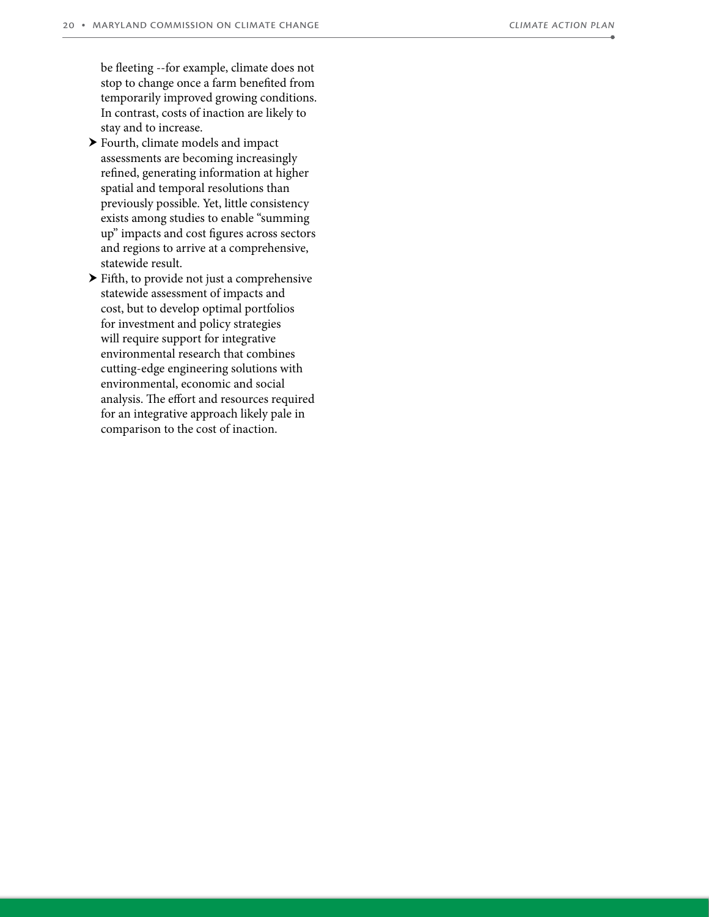be fleeting --for example, climate does not stop to change once a farm benefited from temporarily improved growing conditions. In contrast, costs of inaction are likely to stay and to increase.

- Fourth, climate models and impact assessments are becoming increasingly refined, generating information at higher spatial and temporal resolutions than previously possible. Yet, little consistency exists among studies to enable "summing up" impacts and cost figures across sectors and regions to arrive at a comprehensive, statewide result.
- Fifth, to provide not just a comprehensive statewide assessment of impacts and cost, but to develop optimal portfolios for investment and policy strategies will require support for integrative environmental research that combines cutting-edge engineering solutions with environmental, economic and social analysis. The effort and resources required for an integrative approach likely pale in comparison to the cost of inaction.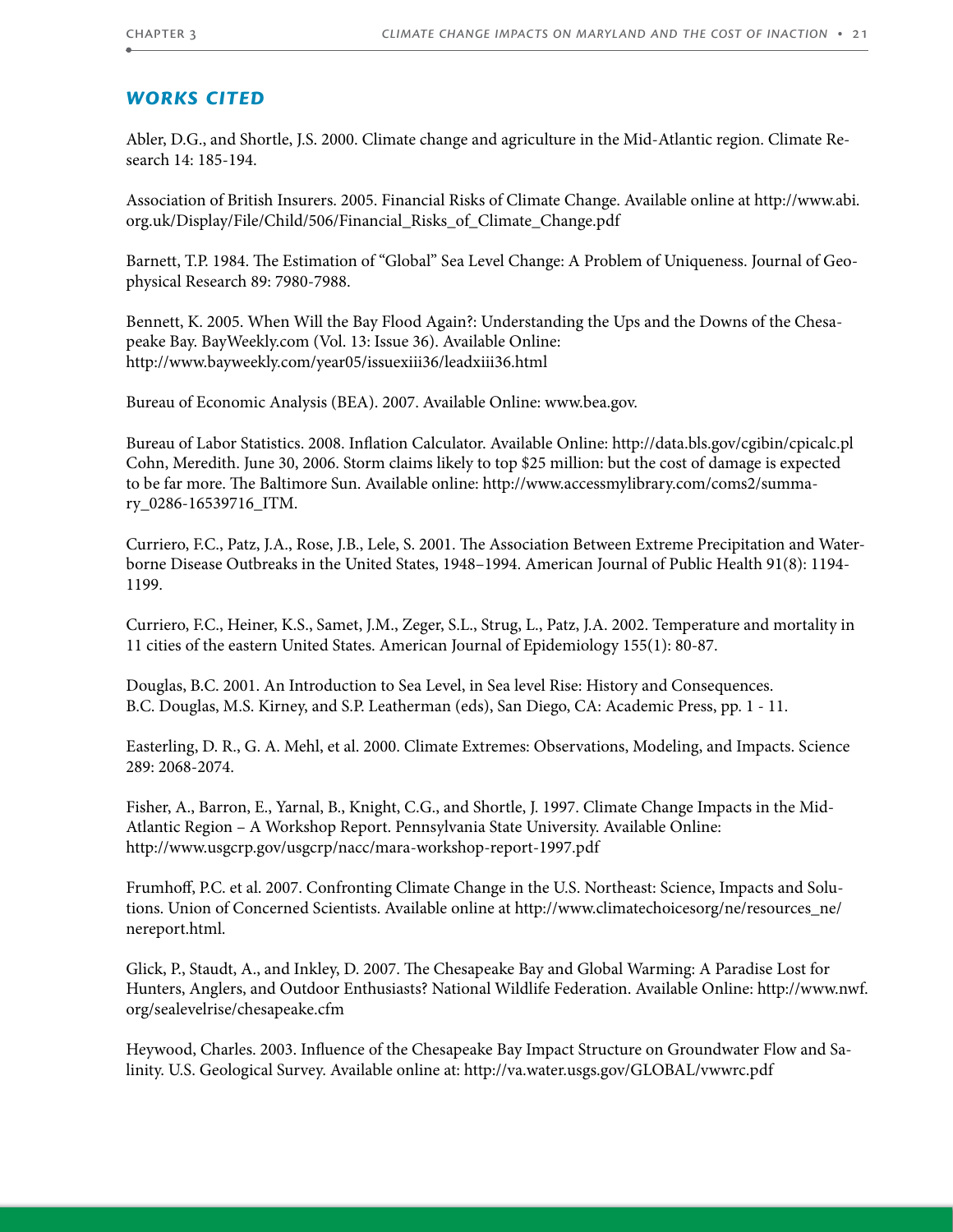## WORKS CITED

Abler, D.G., and Shortle, J.S. 2000. Climate change and agriculture in the Mid-Atlantic region. Climate Research 14: 185-194.

Association of British Insurers. 2005. Financial Risks of Climate Change. Available online at http://www.abi.org.uk/Display/File/Child/506/Financial_Risks_of_Climate_Change.pdf

Barnett, T.P. 1984. The Estimation of "Global" Sea Level Change: A Problem of Uniqueness. Journal of Geophysical Research 89: 7980-7988.

Bennett, K. 2005. When Will the Bay Flood Again?: Understanding the Ups and the Downs of the Chesapeake Bay. BayWeekly.com (Vol. 13: Issue 36). Available Online: http://www.bayweekly.com/year05/issuexiii36/leadxiii36.html

Bureau of Economic Analysis (BEA). 2007. Available Online: www.bea.gov.

Bureau of Labor Statistics. 2008. Inflation Calculator. Available Online: http://data.bls.gov/cgibin/cpicalc.pl
Cohn, Meredith. June 30, 2006. Storm claims likely to top $25 million: but the cost of damage is expected to be far more. The Baltimore Sun. Available online: http://www.accessmylibrary.com/coms2/summary_0286-16539716_ITM.

Curriero, F.C., Patz, J.A., Rose, J.B., Lele, S. 2001. The Association Between Extreme Precipitation and Waterborne Disease Outbreaks in the United States, 1948–1994. American Journal of Public Health 91(8): 1194-1199.

Curriero, F.C., Heiner, K.S., Samet, J.M., Zeger, S.L., Strug, L., Patz, J.A. 2002. Temperature and mortality in 11 cities of the eastern United States. American Journal of Epidemiology 155(1): 80-87.

Douglas, B.C. 2001. An Introduction to Sea Level, in Sea level Rise: History and Consequences. B.C. Douglas, M.S. Kirney, and S.P. Leatherman (eds), San Diego, CA: Academic Press, pp. 1 - 11.

Easterling, D. R., G. A. Mehl, et al. 2000. Climate Extremes: Observations, Modeling, and Impacts. Science 289: 2068-2074.

Fisher, A., Barron, E., Yarnal, B., Knight, C.G., and Shortle, J. 1997. Climate Change Impacts in the Mid-Atlantic Region – A Workshop Report. Pennsylvania State University. Available Online: http://www.usgcrp.gov/usgcrp/nacc/mara-workshop-report-1997.pdf

Frumhoff, P.C. et al. 2007. Confronting Climate Change in the U.S. Northeast: Science, Impacts and Solutions. Union of Concerned Scientists. Available online at http://www.climatechoicesorg/ne/resources_ne/nereport.html.

Glick, P., Staudt, A., and Inkley, D. 2007. The Chesapeake Bay and Global Warming: A Paradise Lost for Hunters, Anglers, and Outdoor Enthusiasts? National Wildlife Federation. Available Online: http://www.nwf.org/sealevelrise/chesapeake.cfm

Heywood, Charles. 2003. Influence of the Chesapeake Bay Impact Structure on Groundwater Flow and Salinity. U.S. Geological Survey. Available online at: http://va.water.usgs.gov/GLOBAL/vwwrc.pdf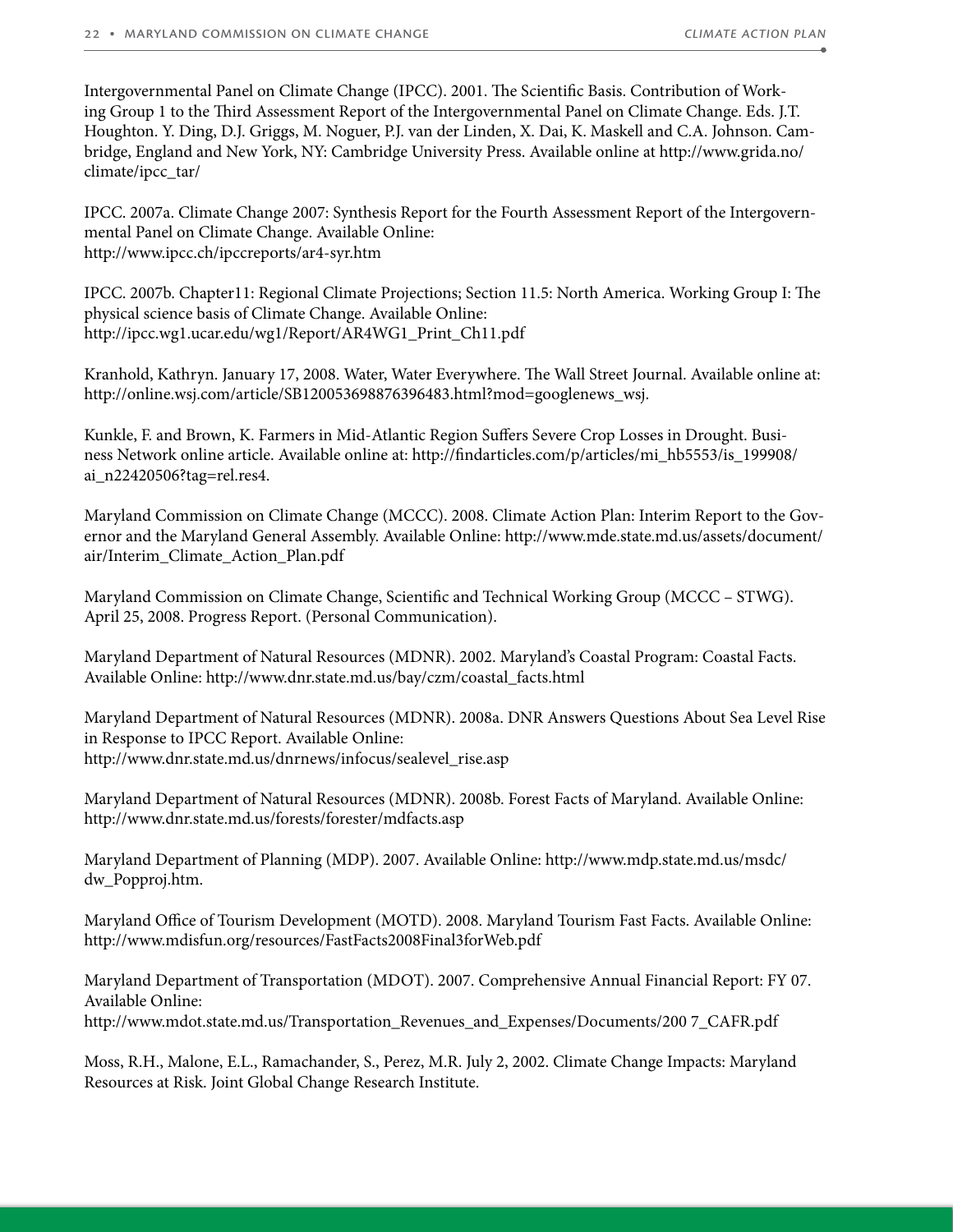Intergovernmental Panel on Climate Change (IPCC). 2001. The Scientific Basis. Contribution of Working Group 1 to the Third Assessment Report of the Intergovernmental Panel on Climate Change. Eds. J.T. Houghton. Y. Ding, D.J. Griggs, M. Noguer, P.J. van der Linden, X. Dai, K. Maskell and C.A. Johnson. Cambridge, England and New York, NY: Cambridge University Press. Available online at http://www.grida.no/climate/ipcc_tar/

IPCC. 2007a. Climate Change 2007: Synthesis Report for the Fourth Assessment Report of the Intergovernmental Panel on Climate Change. Available Online: http://www.ipcc.ch/ipccreports/ar4-syr.htm

IPCC. 2007b. Chapter11: Regional Climate Projections; Section 11.5: North America. Working Group I: The physical science basis of Climate Change. Available Online: http://ipcc.wg1.ucar.edu/wg1/Report/AR4WG1_Print_Ch11.pdf

Kranhold, Kathryn. January 17, 2008. Water, Water Everywhere. The Wall Street Journal. Available online at: http://online.wsj.com/article/SB120053698876396483.html?mod=googlenews_wsj.

Kunkle, F. and Brown, K. Farmers in Mid-Atlantic Region Suffers Severe Crop Losses in Drought. Business Network online article. Available online at: http://findarticles.com/p/articles/mi_hb5553/is_199908/ai_n22420506?tag=rel.res4.

Maryland Commission on Climate Change (MCCC). 2008. Climate Action Plan: Interim Report to the Governor and the Maryland General Assembly. Available Online: http://www.mde.state.md.us/assets/document/air/Interim_Climate_Action_Plan.pdf

Maryland Commission on Climate Change, Scientific and Technical Working Group (MCCC – STWG). April 25, 2008. Progress Report. (Personal Communication).

Maryland Department of Natural Resources (MDNR). 2002. Maryland's Coastal Program: Coastal Facts. Available Online: http://www.dnr.state.md.us/bay/czm/coastal_facts.html

Maryland Department of Natural Resources (MDNR). 2008a. DNR Answers Questions About Sea Level Rise in Response to IPCC Report. Available Online: http://www.dnr.state.md.us/dnrnews/infocus/sealevel_rise.asp

Maryland Department of Natural Resources (MDNR). 2008b. Forest Facts of Maryland. Available Online: http://www.dnr.state.md.us/forests/forester/mdfacts.asp

Maryland Department of Planning (MDP). 2007. Available Online: http://www.mdp.state.md.us/msdc/dw_Popproj.htm.

Maryland Office of Tourism Development (MOTD). 2008. Maryland Tourism Fast Facts. Available Online: http://www.mdisfun.org/resources/FastFacts2008Final3forWeb.pdf

Maryland Department of Transportation (MDOT). 2007. Comprehensive Annual Financial Report: FY 07. Available Online: http://www.mdot.state.md.us/Transportation_Revenues_and_Expenses/Documents/200 7_CAFR.pdf

Moss, R.H., Malone, E.L., Ramachander, S., Perez, M.R. July 2, 2002. Climate Change Impacts: Maryland Resources at Risk. Joint Global Change Research Institute.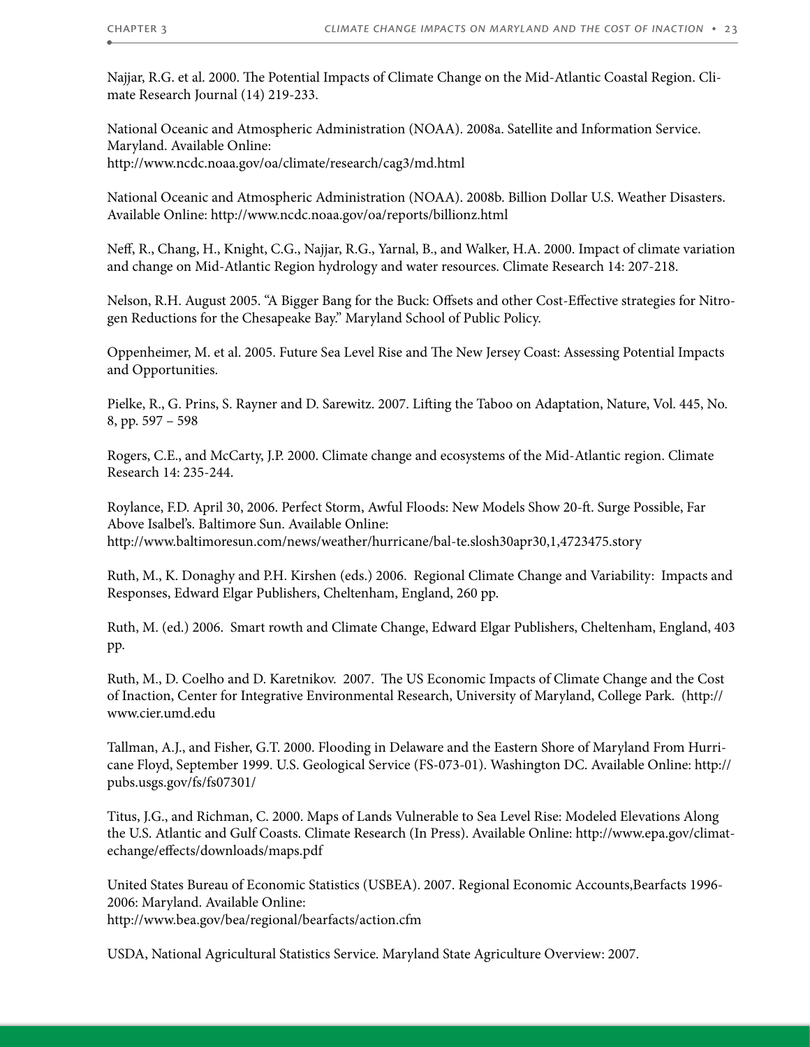Najjar, R.G. et al. 2000. The Potential Impacts of Climate Change on the Mid-Atlantic Coastal Region. Climate Research Journal (14) 219-233.

National Oceanic and Atmospheric Administration (NOAA). 2008a. Satellite and Information Service. Maryland. Available Online:
http://www.ncdc.noaa.gov/oa/climate/research/cag3/md.html

National Oceanic and Atmospheric Administration (NOAA). 2008b. Billion Dollar U.S. Weather Disasters. Available Online: http://www.ncdc.noaa.gov/oa/reports/billionz.html

Neff, R., Chang, H., Knight, C.G., Najjar, R.G., Yarnal, B., and Walker, H.A. 2000. Impact of climate variation and change on Mid-Atlantic Region hydrology and water resources. Climate Research 14: 207-218.

Nelson, R.H. August 2005. "A Bigger Bang for the Buck: Offsets and other Cost-Effective strategies for Nitrogen Reductions for the Chesapeake Bay." Maryland School of Public Policy.

Oppenheimer, M. et al. 2005. Future Sea Level Rise and The New Jersey Coast: Assessing Potential Impacts and Opportunities.

Pielke, R., G. Prins, S. Rayner and D. Sarewitz. 2007. Lifting the Taboo on Adaptation, Nature, Vol. 445, No. 8, pp. 597 – 598

Rogers, C.E., and McCarty, J.P. 2000. Climate change and ecosystems of the Mid-Atlantic region. Climate Research 14: 235-244.

Roylance, F.D. April 30, 2006. Perfect Storm, Awful Floods: New Models Show 20-ft. Surge Possible, Far Above Isalbel's. Baltimore Sun. Available Online:
http://www.baltimoresun.com/news/weather/hurricane/bal-te.slosh30apr30,1,4723475.story

Ruth, M., K. Donaghy and P.H. Kirshen (eds.) 2006. Regional Climate Change and Variability: Impacts and Responses, Edward Elgar Publishers, Cheltenham, England, 260 pp.

Ruth, M. (ed.) 2006. Smart rowth and Climate Change, Edward Elgar Publishers, Cheltenham, England, 403 pp.

Ruth, M., D. Coelho and D. Karetnikov. 2007. The US Economic Impacts of Climate Change and the Cost of Inaction, Center for Integrative Environmental Research, University of Maryland, College Park. (http://www.cier.umd.edu

Tallman, A.J., and Fisher, G.T. 2000. Flooding in Delaware and the Eastern Shore of Maryland From Hurricane Floyd, September 1999. U.S. Geological Service (FS-073-01). Washington DC. Available Online: http://pubs.usgs.gov/fs/fs07301/

Titus, J.G., and Richman, C. 2000. Maps of Lands Vulnerable to Sea Level Rise: Modeled Elevations Along the U.S. Atlantic and Gulf Coasts. Climate Research (In Press). Available Online: http://www.epa.gov/climatechange/effects/downloads/maps.pdf

United States Bureau of Economic Statistics (USBEA). 2007. Regional Economic Accounts,Bearfacts 1996-2006: Maryland. Available Online:
http://www.bea.gov/bea/regional/bearfacts/action.cfm

USDA, National Agricultural Statistics Service. Maryland State Agriculture Overview: 2007.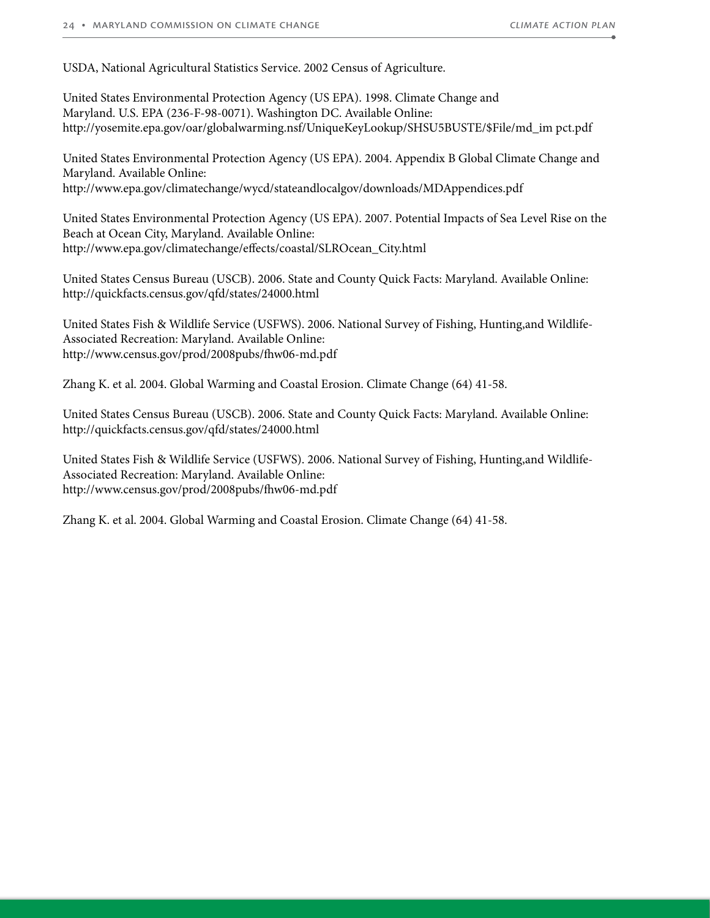USDA, National Agricultural Statistics Service. 2002 Census of Agriculture.

United States Environmental Protection Agency (US EPA). 1998. Climate Change and Maryland. U.S. EPA (236-F-98-0071). Washington DC. Available Online: http://yosemite.epa.gov/oar/globalwarming.nsf/UniqueKeyLookup/SHSU5BUSTE/$File/md_im pct.pdf

United States Environmental Protection Agency (US EPA). 2004. Appendix B Global Climate Change and Maryland. Available Online: http://www.epa.gov/climatechange/wycd/stateandlocalgov/downloads/MDAppendices.pdf

United States Environmental Protection Agency (US EPA). 2007. Potential Impacts of Sea Level Rise on the Beach at Ocean City, Maryland. Available Online: http://www.epa.gov/climatechange/effects/coastal/SLROcean_City.html

United States Census Bureau (USCB). 2006. State and County Quick Facts: Maryland. Available Online: http://quickfacts.census.gov/qfd/states/24000.html

United States Fish & Wildlife Service (USFWS). 2006. National Survey of Fishing, Hunting,and Wildlife-Associated Recreation: Maryland. Available Online: http://www.census.gov/prod/2008pubs/fhw06-md.pdf

Zhang K. et al. 2004. Global Warming and Coastal Erosion. Climate Change (64) 41-58.

United States Census Bureau (USCB). 2006. State and County Quick Facts: Maryland. Available Online: http://quickfacts.census.gov/qfd/states/24000.html

United States Fish & Wildlife Service (USFWS). 2006. National Survey of Fishing, Hunting,and Wildlife-Associated Recreation: Maryland. Available Online: http://www.census.gov/prod/2008pubs/fhw06-md.pdf

Zhang K. et al. 2004. Global Warming and Coastal Erosion. Climate Change (64) 41-58.